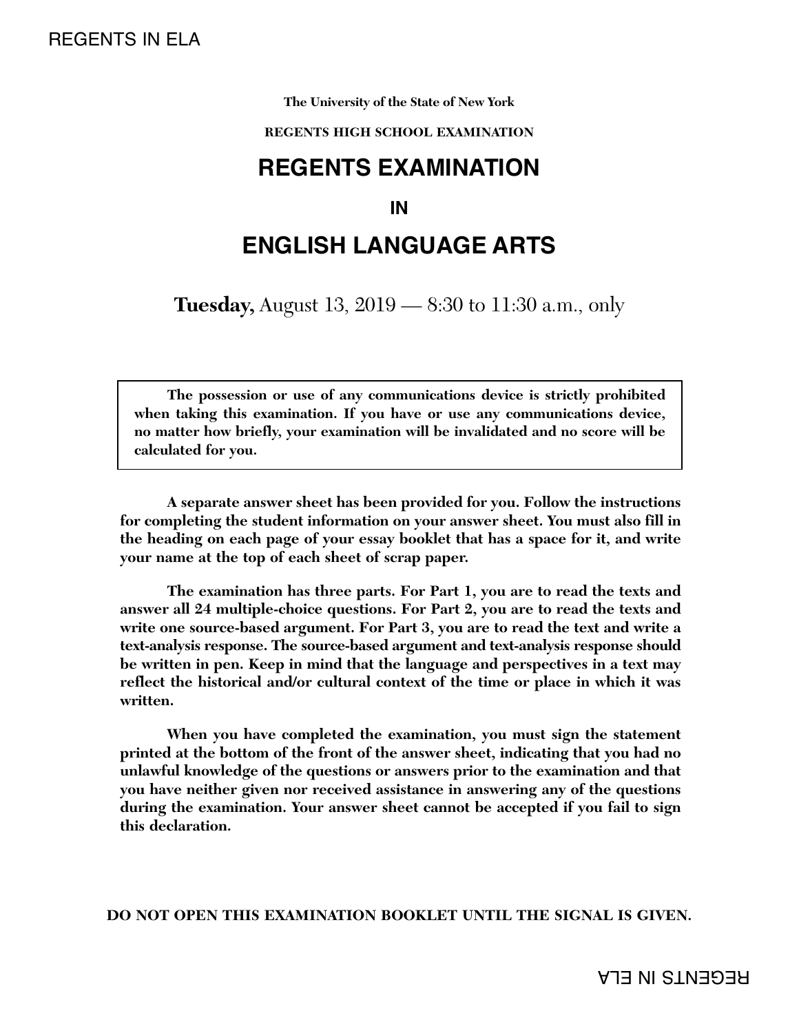**The University of the State of New York**

**REGENTS HIGH SCHOOL EXAMINATION**

# REGENTS EXAMINATION

## IN

# ENGLISH LANGUAGE ARTS

**Tuesday,** August 13, 2019 — 8:30 to 11:30 a.m., only

**The possession or use of any communications device is strictly prohibited when taking this examination. If you have or use any communications device, no matter how briefly, your examination will be invalidated and no score will be calculated for you.**

**A separate answer sheet has been provided for you. Follow the instructions for completing the student information on your answer sheet. You must also fill in the heading on each page of your essay booklet that has a space for it, and write your name at the top of each sheet of scrap paper.**

**The examination has three parts. For Part 1, you are to read the texts and answer all 24 multiple-choice questions. For Part 2, you are to read the texts and write one source-based argument. For Part 3, you are to read the text and write a text-analysis response. The source-based argument and text-analysis response should be written in pen. Keep in mind that the language and perspectives in a text may reflect the historical and/or cultural context of the time or place in which it was written.**

**When you have completed the examination, you must sign the statement printed at the bottom of the front of the answer sheet, indicating that you had no unlawful knowledge of the questions or answers prior to the examination and that you have neither given nor received assistance in answering any of the questions during the examination. Your answer sheet cannot be accepted if you fail to sign this declaration.**

**DO NOT OPEN THIS EXAMINATION BOOKLET UNTIL THE SIGNAL IS GIVEN.**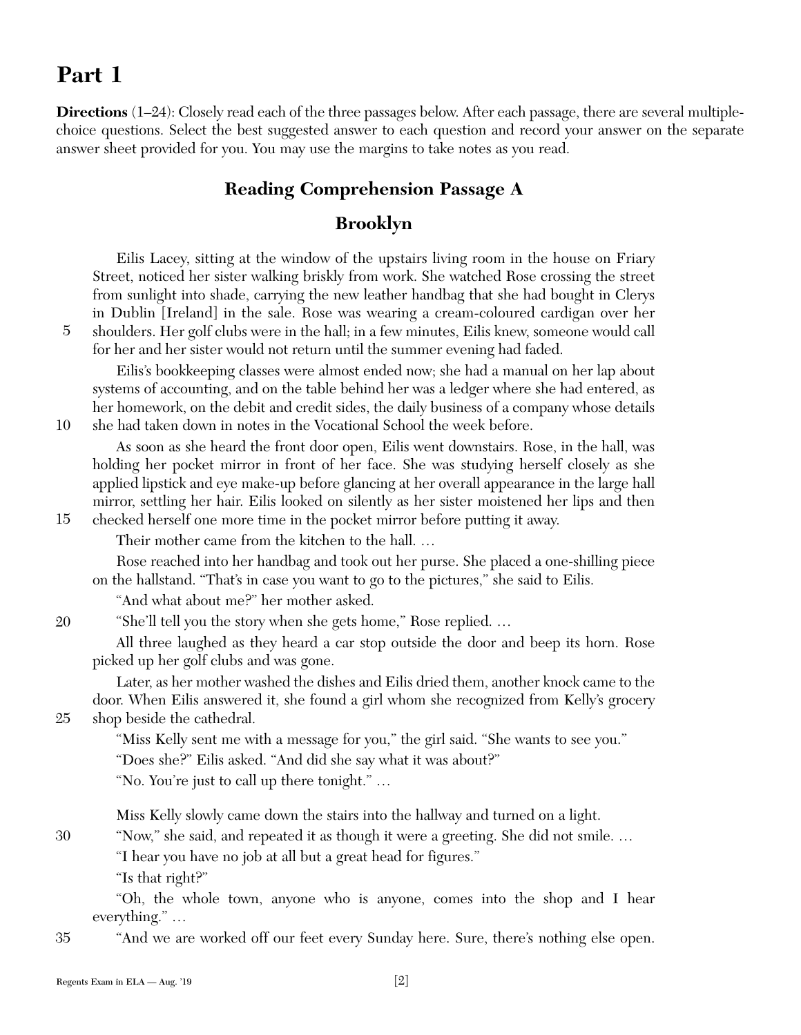# Part 1

**Directions** (1–24): Closely read each of the three passages below. After each passage, there are several multiple-choice questions. Select the best suggested answer to each question and record your answer on the separate answer sheet provided for you. You may use the margins to take notes as you read.

## Reading Comprehension Passage A

## Brooklyn

Eilis Lacey, sitting at the window of the upstairs living room in the house on Friary Street, noticed her sister walking briskly from work. She watched Rose crossing the street from sunlight into shade, carrying the new leather handbag that she had bought in Clerys in Dublin [Ireland] in the sale. Rose was wearing a cream-coloured cardigan over her shoulders. Her golf clubs were in the hall; in a few minutes, Eilis knew, someone would call for her and her sister would not return until the summer evening had faded. (5)

Eilis's bookkeeping classes were almost ended now; she had a manual on her lap about systems of accounting, and on the table behind her was a ledger where she had entered, as her homework, on the debit and credit sides, the daily business of a company whose details she had taken down in notes in the Vocational School the week before. (10)

As soon as she heard the front door open, Eilis went downstairs. Rose, in the hall, was holding her pocket mirror in front of her face. She was studying herself closely as she applied lipstick and eye make-up before glancing at her overall appearance in the large hall mirror, settling her hair. Eilis looked on silently as her sister moistened her lips and then checked herself one more time in the pocket mirror before putting it away. (15)

Their mother came from the kitchen to the hall. …

Rose reached into her handbag and took out her purse. She placed a one-shilling piece on the hallstand. "That's in case you want to go to the pictures," she said to Eilis.

"And what about me?" her mother asked.

"She'll tell you the story when she gets home," Rose replied. … (20)

All three laughed as they heard a car stop outside the door and beep its horn. Rose picked up her golf clubs and was gone.

Later, as her mother washed the dishes and Eilis dried them, another knock came to the door. When Eilis answered it, she found a girl whom she recognized from Kelly's grocery shop beside the cathedral. (25)

"Miss Kelly sent me with a message for you," the girl said. "She wants to see you."

"Does she?" Eilis asked. "And did she say what it was about?"

"No. You're just to call up there tonight." …

Miss Kelly slowly came down the stairs into the hallway and turned on a light.

"Now," she said, and repeated it as though it were a greeting. She did not smile. … (30)

"I hear you have no job at all but a great head for figures."

"Is that right?"

"Oh, the whole town, anyone who is anyone, comes into the shop and I hear everything." …

"And we are worked off our feet every Sunday here. Sure, there's nothing else open. (35)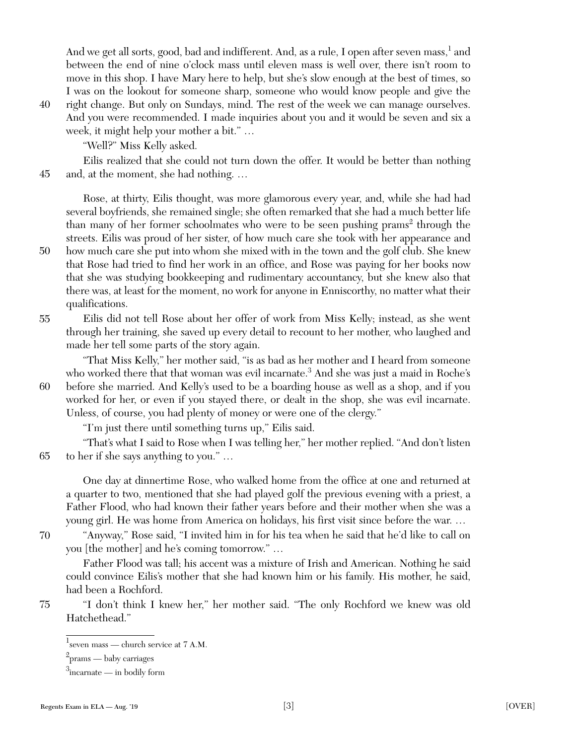And we get all sorts, good, bad and indifferent. And, as a rule, I open after seven mass,[1] and between the end of nine o'clock mass until eleven mass is well over, there isn't room to move in this shop. I have Mary here to help, but she's slow enough at the best of times, so I was on the lookout for someone sharp, someone who would know people and give the right change. But only on Sundays, mind. The rest of the week we can manage ourselves. And you were recommended. I made inquiries about you and it would be seven and six a week, it might help your mother a bit." …

"Well?" Miss Kelly asked.

Eilis realized that she could not turn down the offer. It would be better than nothing and, at the moment, she had nothing. …

Rose, at thirty, Eilis thought, was more glamorous every year, and, while she had had several boyfriends, she remained single; she often remarked that she had a much better life than many of her former schoolmates who were to be seen pushing prams[2] through the streets. Eilis was proud of her sister, of how much care she took with her appearance and how much care she put into whom she mixed with in the town and the golf club. She knew that Rose had tried to find her work in an office, and Rose was paying for her books now that she was studying bookkeeping and rudimentary accountancy, but she knew also that there was, at least for the moment, no work for anyone in Enniscorthy, no matter what their qualifications.

Eilis did not tell Rose about her offer of work from Miss Kelly; instead, as she went through her training, she saved up every detail to recount to her mother, who laughed and made her tell some parts of the story again.

"That Miss Kelly," her mother said, "is as bad as her mother and I heard from someone who worked there that that woman was evil incarnate.[3] And she was just a maid in Roche's before she married. And Kelly's used to be a boarding house as well as a shop, and if you worked for her, or even if you stayed there, or dealt in the shop, she was evil incarnate. Unless, of course, you had plenty of money or were one of the clergy."

"I'm just there until something turns up," Eilis said.

"That's what I said to Rose when I was telling her," her mother replied. "And don't listen to her if she says anything to you." …

One day at dinnertime Rose, who walked home from the office at one and returned at a quarter to two, mentioned that she had played golf the previous evening with a priest, a Father Flood, who had known their father years before and their mother when she was a young girl. He was home from America on holidays, his first visit since before the war. …

"Anyway," Rose said, "I invited him in for his tea when he said that he'd like to call on you [the mother] and he's coming tomorrow." …

Father Flood was tall; his accent was a mixture of Irish and American. Nothing he said could convince Eilis's mother that she had known him or his family. His mother, he said, had been a Rochford.

"I don't think I knew her," her mother said. "The only Rochford we knew was old Hatchethead."

---

[1] seven mass — church service at 7 A.M.

[2] prams — baby carriages

[3] incarnate — in bodily form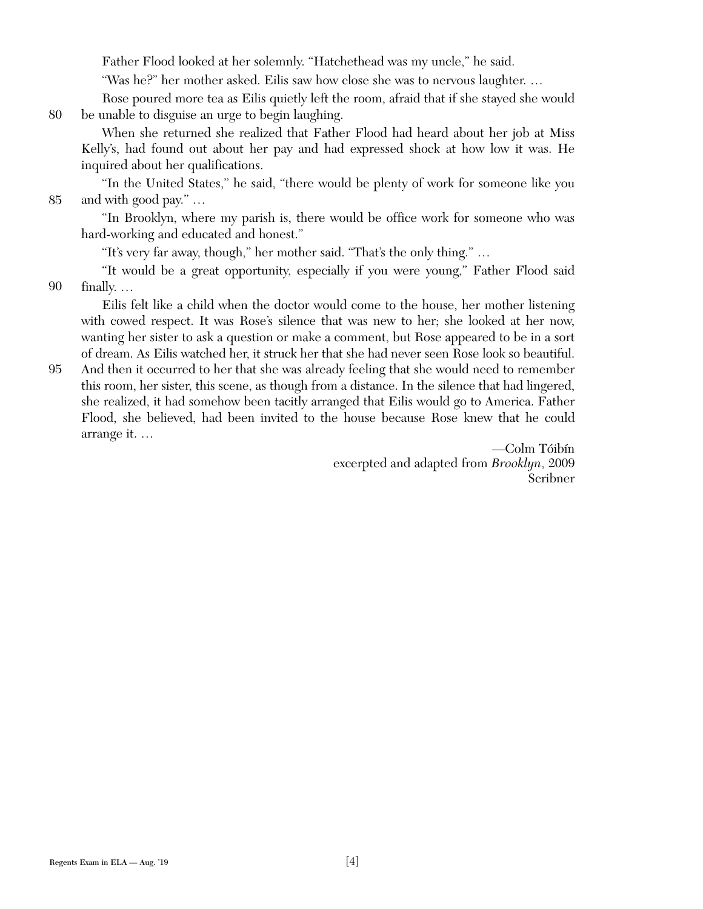Father Flood looked at her solemnly. "Hatchethead was my uncle," he said.

"Was he?" her mother asked. Eilis saw how close she was to nervous laughter. …

Rose poured more tea as Eilis quietly left the room, afraid that if she stayed she would be unable to disguise an urge to begin laughing. (80)

When she returned she realized that Father Flood had heard about her job at Miss Kelly's, had found out about her pay and had expressed shock at how low it was. He inquired about her qualifications.

"In the United States," he said, "there would be plenty of work for someone like you and with good pay." … (85)

"In Brooklyn, where my parish is, there would be office work for someone who was hard-working and educated and honest."

"It's very far away, though," her mother said. "That's the only thing." …

"It would be a great opportunity, especially if you were young," Father Flood said finally. … (90)

Eilis felt like a child when the doctor would come to the house, her mother listening with cowed respect. It was Rose's silence that was new to her; she looked at her now, wanting her sister to ask a question or make a comment, but Rose appeared to be in a sort of dream. As Eilis watched her, it struck her that she had never seen Rose look so beautiful. And then it occurred to her that she was already feeling that she would need to remember this room, her sister, this scene, as though from a distance. In the silence that had lingered, she realized, it had somehow been tacitly arranged that Eilis would go to America. Father Flood, she believed, had been invited to the house because Rose knew that he could arrange it. … (95)

—Colm Tóibín
excerpted and adapted from *Brooklyn*, 2009
Scribner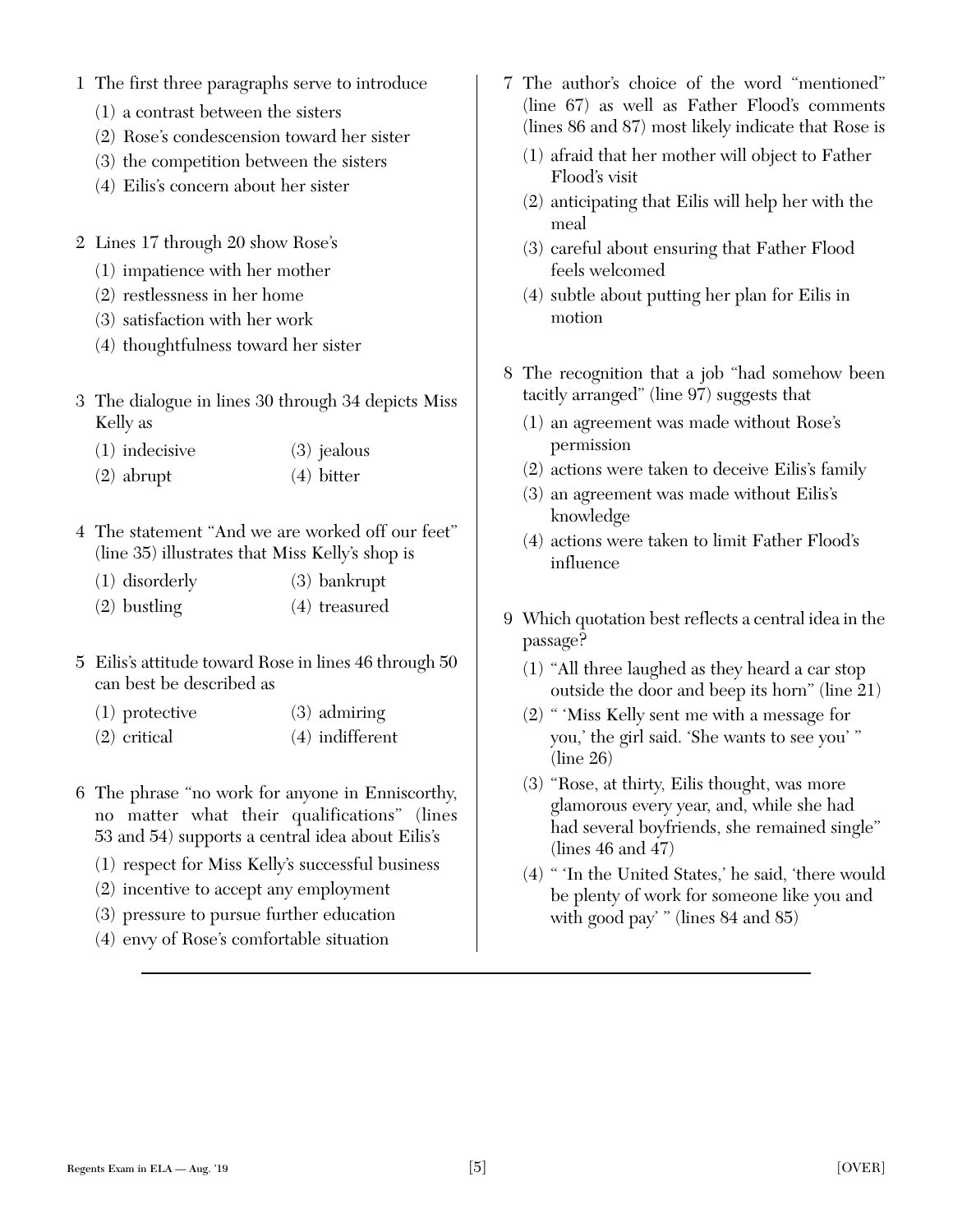1 The first three paragraphs serve to introduce

(1) a contrast between the sisters
(2) Rose's condescension toward her sister
(3) the competition between the sisters
(4) Eilis's concern about her sister

2 Lines 17 through 20 show Rose's

(1) impatience with her mother
(2) restlessness in her home
(3) satisfaction with her work
(4) thoughtfulness toward her sister

3 The dialogue in lines 30 through 34 depicts Miss Kelly as

(1) indecisive
(2) abrupt
(3) jealous
(4) bitter

4 The statement "And we are worked off our feet" (line 35) illustrates that Miss Kelly's shop is

(1) disorderly
(2) bustling
(3) bankrupt
(4) treasured

5 Eilis's attitude toward Rose in lines 46 through 50 can best be described as

(1) protective
(2) critical
(3) admiring
(4) indifferent

6 The phrase "no work for anyone in Enniscorthy, no matter what their qualifications" (lines 53 and 54) supports a central idea about Eilis's

(1) respect for Miss Kelly's successful business
(2) incentive to accept any employment
(3) pressure to pursue further education
(4) envy of Rose's comfortable situation

7 The author's choice of the word "mentioned" (line 67) as well as Father Flood's comments (lines 86 and 87) most likely indicate that Rose is

(1) afraid that her mother will object to Father Flood's visit
(2) anticipating that Eilis will help her with the meal
(3) careful about ensuring that Father Flood feels welcomed
(4) subtle about putting her plan for Eilis in motion

8 The recognition that a job "had somehow been tacitly arranged" (line 97) suggests that

(1) an agreement was made without Rose's permission
(2) actions were taken to deceive Eilis's family
(3) an agreement was made without Eilis's knowledge
(4) actions were taken to limit Father Flood's influence

9 Which quotation best reflects a central idea in the passage?

(1) "All three laughed as they heard a car stop outside the door and beep its horn" (line 21)
(2) " 'Miss Kelly sent me with a message for you,' the girl said. 'She wants to see you' " (line 26)
(3) "Rose, at thirty, Eilis thought, was more glamorous every year, and, while she had had several boyfriends, she remained single" (lines 46 and 47)
(4) " 'In the United States,' he said, 'there would be plenty of work for someone like you and with good pay' " (lines 84 and 85)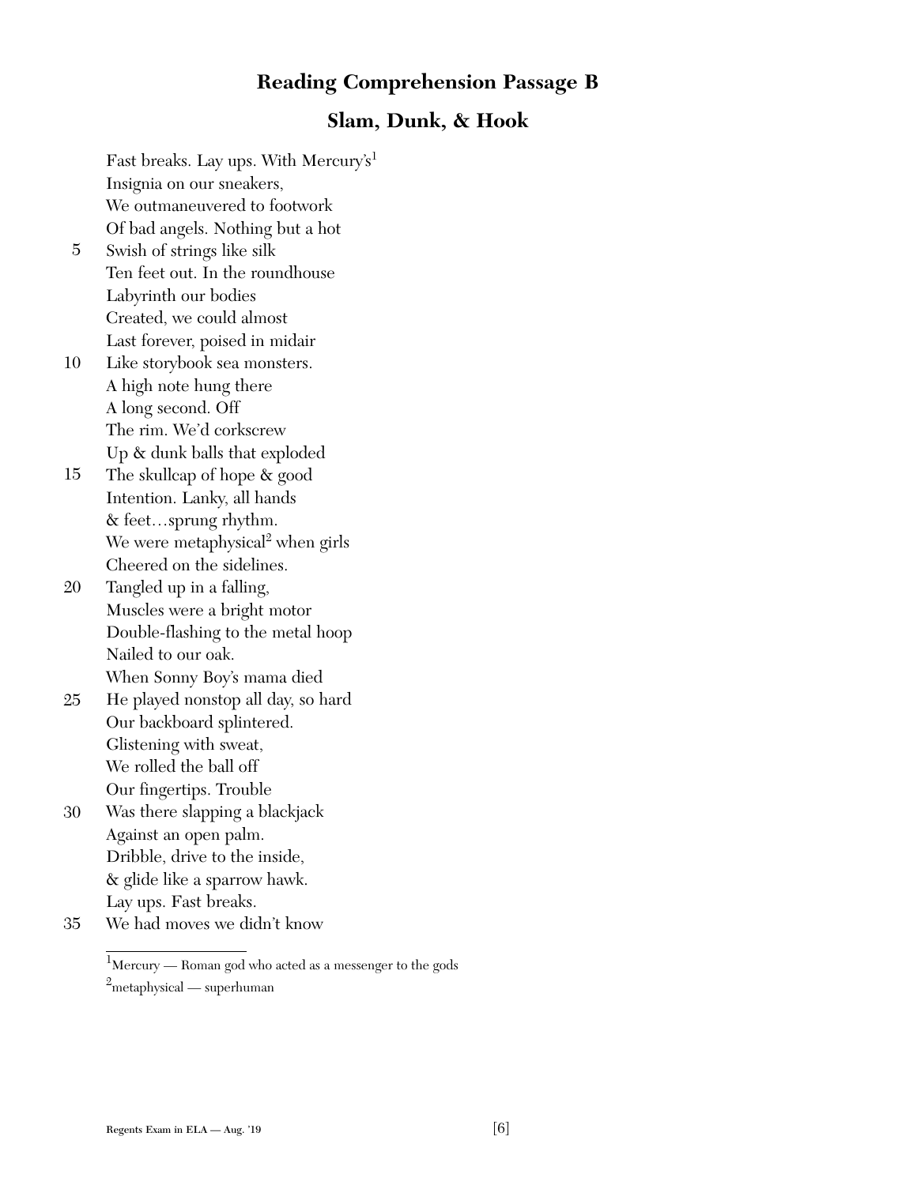## Reading Comprehension Passage B

## Slam, Dunk, & Hook

Fast breaks. Lay ups. With Mercury's[1]  
Insignia on our sneakers,  
We outmaneuvered to footwork  
Of bad angels. Nothing but a hot  
5 Swish of strings like silk  
Ten feet out. In the roundhouse  
Labyrinth our bodies  
Created, we could almost  
Last forever, poised in midair  
10 Like storybook sea monsters.  
A high note hung there  
A long second. Off  
The rim. We'd corkscrew  
Up & dunk balls that exploded  
15 The skullcap of hope & good  
Intention. Lanky, all hands  
& feet…sprung rhythm.  
We were metaphysical[2] when girls  
Cheered on the sidelines.  
20 Tangled up in a falling,  
Muscles were a bright motor  
Double-flashing to the metal hoop  
Nailed to our oak.  
When Sonny Boy's mama died  
25 He played nonstop all day, so hard  
Our backboard splintered.  
Glistening with sweat,  
We rolled the ball off  
Our fingertips. Trouble  
30 Was there slapping a blackjack  
Against an open palm.  
Dribble, drive to the inside,  
& glide like a sparrow hawk.  
Lay ups. Fast breaks.  
35 We had moves we didn't know

---

[1]Mercury — Roman god who acted as a messenger to the gods

[2]metaphysical — superhuman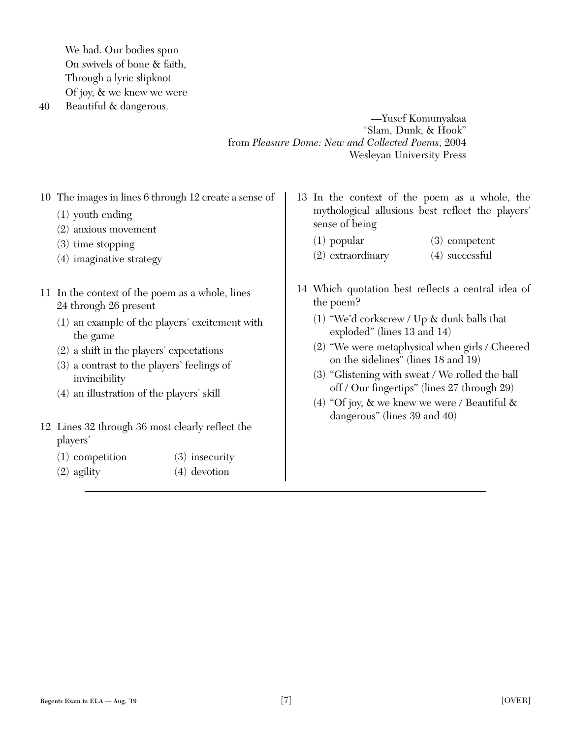We had. Our bodies spun
On swivels of bone & faith,
Through a lyric slipknot
Of joy, & we knew we were
40 Beautiful & dangerous.

—Yusef Komunyakaa
"Slam, Dunk, & Hook"
from *Pleasure Dome: New and Collected Poems*, 2004
Wesleyan University Press

10 The images in lines 6 through 12 create a sense of

(1) youth ending
(2) anxious movement
(3) time stopping
(4) imaginative strategy

11 In the context of the poem as a whole, lines 24 through 26 present

(1) an example of the players' excitement with the game
(2) a shift in the players' expectations
(3) a contrast to the players' feelings of invincibility
(4) an illustration of the players' skill

12 Lines 32 through 36 most clearly reflect the players'

(1) competition
(2) agility
(3) insecurity
(4) devotion

13 In the context of the poem as a whole, the mythological allusions best reflect the players' sense of being

(1) popular
(2) extraordinary
(3) competent
(4) successful

14 Which quotation best reflects a central idea of the poem?

(1) "We'd corkscrew / Up & dunk balls that exploded" (lines 13 and 14)
(2) "We were metaphysical when girls / Cheered on the sidelines" (lines 18 and 19)
(3) "Glistening with sweat / We rolled the ball off / Our fingertips" (lines 27 through 29)
(4) "Of joy, & we knew we were / Beautiful & dangerous" (lines 39 and 40)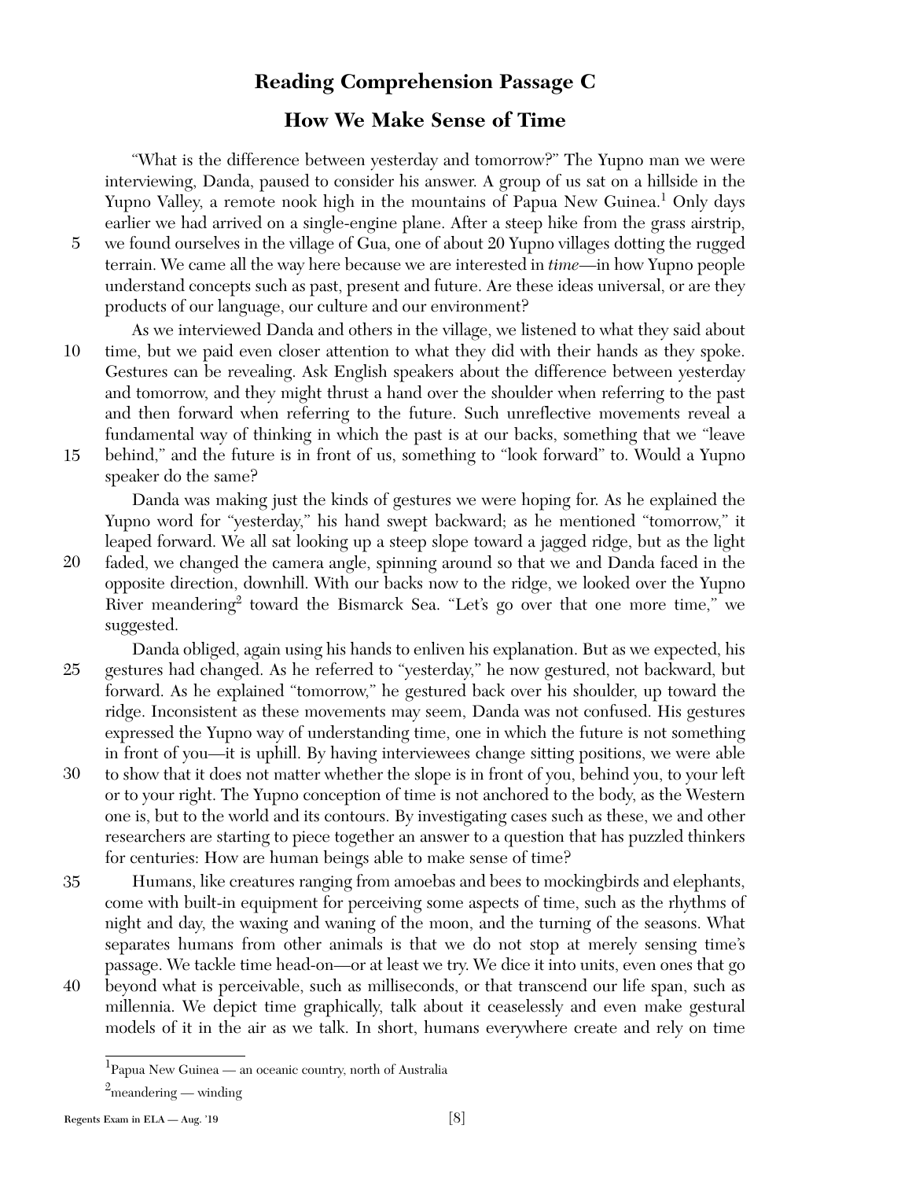## Reading Comprehension Passage C

## How We Make Sense of Time

"What is the difference between yesterday and tomorrow?" The Yupno man we were interviewing, Danda, paused to consider his answer. A group of us sat on a hillside in the Yupno Valley, a remote nook high in the mountains of Papua New Guinea.[1] Only days earlier we had arrived on a single-engine plane. After a steep hike from the grass airstrip, we found ourselves in the village of Gua, one of about 20 Yupno villages dotting the rugged terrain. We came all the way here because we are interested in *time*—in how Yupno people understand concepts such as past, present and future. Are these ideas universal, or are they products of our language, our culture and our environment?

As we interviewed Danda and others in the village, we listened to what they said about time, but we paid even closer attention to what they did with their hands as they spoke. Gestures can be revealing. Ask English speakers about the difference between yesterday and tomorrow, and they might thrust a hand over the shoulder when referring to the past and then forward when referring to the future. Such unreflective movements reveal a fundamental way of thinking in which the past is at our backs, something that we "leave behind," and the future is in front of us, something to "look forward" to. Would a Yupno speaker do the same?

Danda was making just the kinds of gestures we were hoping for. As he explained the Yupno word for "yesterday," his hand swept backward; as he mentioned "tomorrow," it leaped forward. We all sat looking up a steep slope toward a jagged ridge, but as the light faded, we changed the camera angle, spinning around so that we and Danda faced in the opposite direction, downhill. With our backs now to the ridge, we looked over the Yupno River meandering[2] toward the Bismarck Sea. "Let's go over that one more time," we suggested.

Danda obliged, again using his hands to enliven his explanation. But as we expected, his gestures had changed. As he referred to "yesterday," he now gestured, not backward, but forward. As he explained "tomorrow," he gestured back over his shoulder, up toward the ridge. Inconsistent as these movements may seem, Danda was not confused. His gestures expressed the Yupno way of understanding time, one in which the future is not something in front of you—it is uphill. By having interviewees change sitting positions, we were able to show that it does not matter whether the slope is in front of you, behind you, to your left or to your right. The Yupno conception of time is not anchored to the body, as the Western one is, but to the world and its contours. By investigating cases such as these, we and other researchers are starting to piece together an answer to a question that has puzzled thinkers for centuries: How are human beings able to make sense of time?

Humans, like creatures ranging from amoebas and bees to mockingbirds and elephants, come with built-in equipment for perceiving some aspects of time, such as the rhythms of night and day, the waxing and waning of the moon, and the turning of the seasons. What separates humans from other animals is that we do not stop at merely sensing time's passage. We tackle time head-on—or at least we try. We dice it into units, even ones that go beyond what is perceivable, such as milliseconds, or that transcend our life span, such as millennia. We depict time graphically, talk about it ceaselessly and even make gestural models of it in the air as we talk. In short, humans everywhere create and rely on time

---

[1] Papua New Guinea — an oceanic country, north of Australia

[2] meandering — winding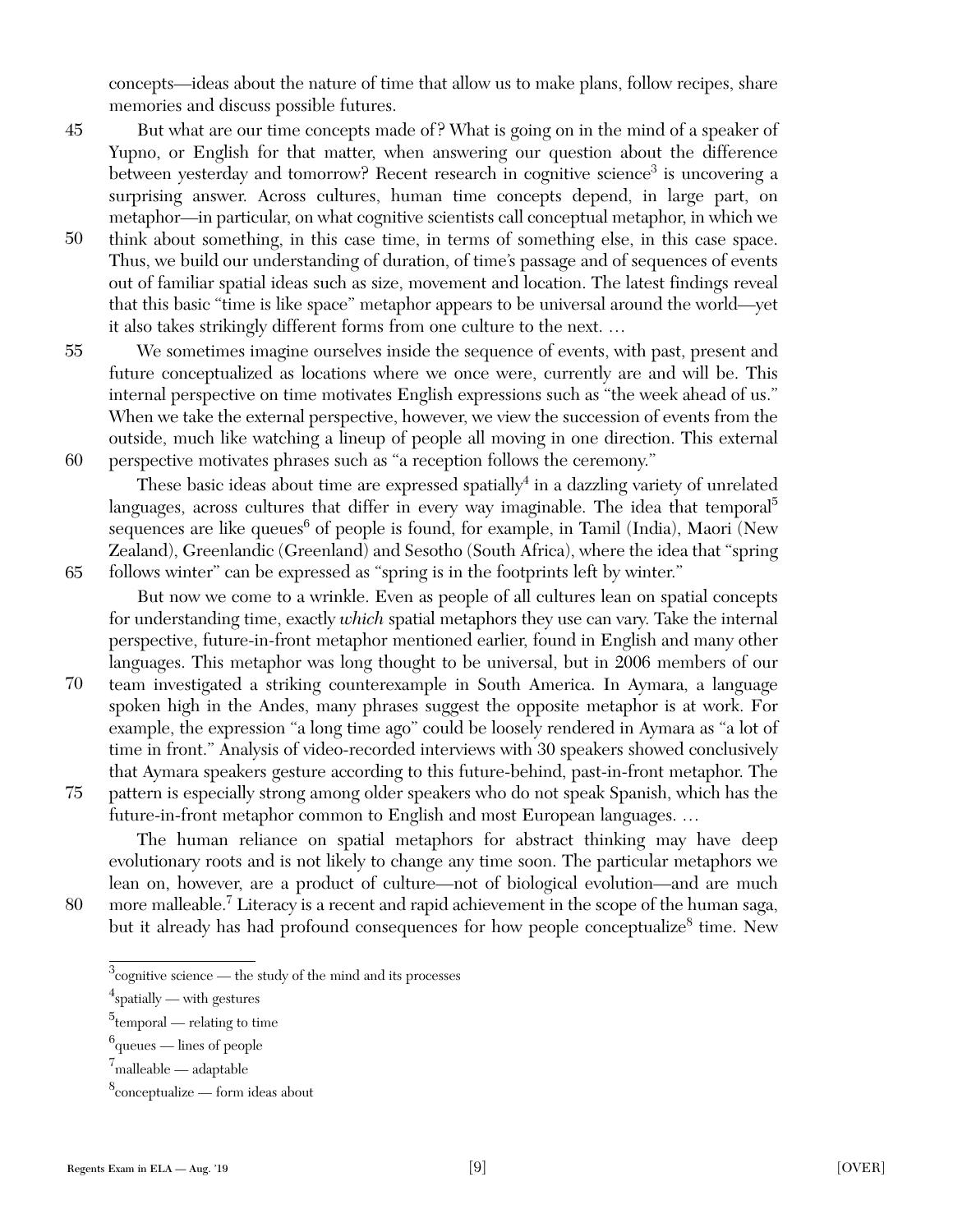concepts—ideas about the nature of time that allow us to make plans, follow recipes, share memories and discuss possible futures.

45 But what are our time concepts made of? What is going on in the mind of a speaker of Yupno, or English for that matter, when answering our question about the difference between yesterday and tomorrow? Recent research in cognitive science[3] is uncovering a surprising answer. Across cultures, human time concepts depend, in large part, on metaphor—in particular, on what cognitive scientists call conceptual metaphor, in which we 50 think about something, in this case time, in terms of something else, in this case space. Thus, we build our understanding of duration, of time's passage and of sequences of events out of familiar spatial ideas such as size, movement and location. The latest findings reveal that this basic "time is like space" metaphor appears to be universal around the world—yet it also takes strikingly different forms from one culture to the next. …

55 We sometimes imagine ourselves inside the sequence of events, with past, present and future conceptualized as locations where we once were, currently are and will be. This internal perspective on time motivates English expressions such as "the week ahead of us." When we take the external perspective, however, we view the succession of events from the outside, much like watching a lineup of people all moving in one direction. This external 60 perspective motivates phrases such as "a reception follows the ceremony."

These basic ideas about time are expressed spatially[4] in a dazzling variety of unrelated languages, across cultures that differ in every way imaginable. The idea that temporal[5] sequences are like queues[6] of people is found, for example, in Tamil (India), Maori (New Zealand), Greenlandic (Greenland) and Sesotho (South Africa), where the idea that "spring 65 follows winter" can be expressed as "spring is in the footprints left by winter."

But now we come to a wrinkle. Even as people of all cultures lean on spatial concepts for understanding time, exactly *which* spatial metaphors they use can vary. Take the internal perspective, future-in-front metaphor mentioned earlier, found in English and many other languages. This metaphor was long thought to be universal, but in 2006 members of our 70 team investigated a striking counterexample in South America. In Aymara, a language spoken high in the Andes, many phrases suggest the opposite metaphor is at work. For example, the expression "a long time ago" could be loosely rendered in Aymara as "a lot of time in front." Analysis of video-recorded interviews with 30 speakers showed conclusively that Aymara speakers gesture according to this future-behind, past-in-front metaphor. The 75 pattern is especially strong among older speakers who do not speak Spanish, which has the future-in-front metaphor common to English and most European languages. …

The human reliance on spatial metaphors for abstract thinking may have deep evolutionary roots and is not likely to change any time soon. The particular metaphors we lean on, however, are a product of culture—not of biological evolution—and are much 80 more malleable.[7] Literacy is a recent and rapid achievement in the scope of the human saga, but it already has had profound consequences for how people conceptualize[8] time. New

---

[3]cognitive science — the study of the mind and its processes

[4]spatially — with gestures

[5]temporal — relating to time

[6]queues — lines of people

[7]malleable — adaptable

[8]conceptualize — form ideas about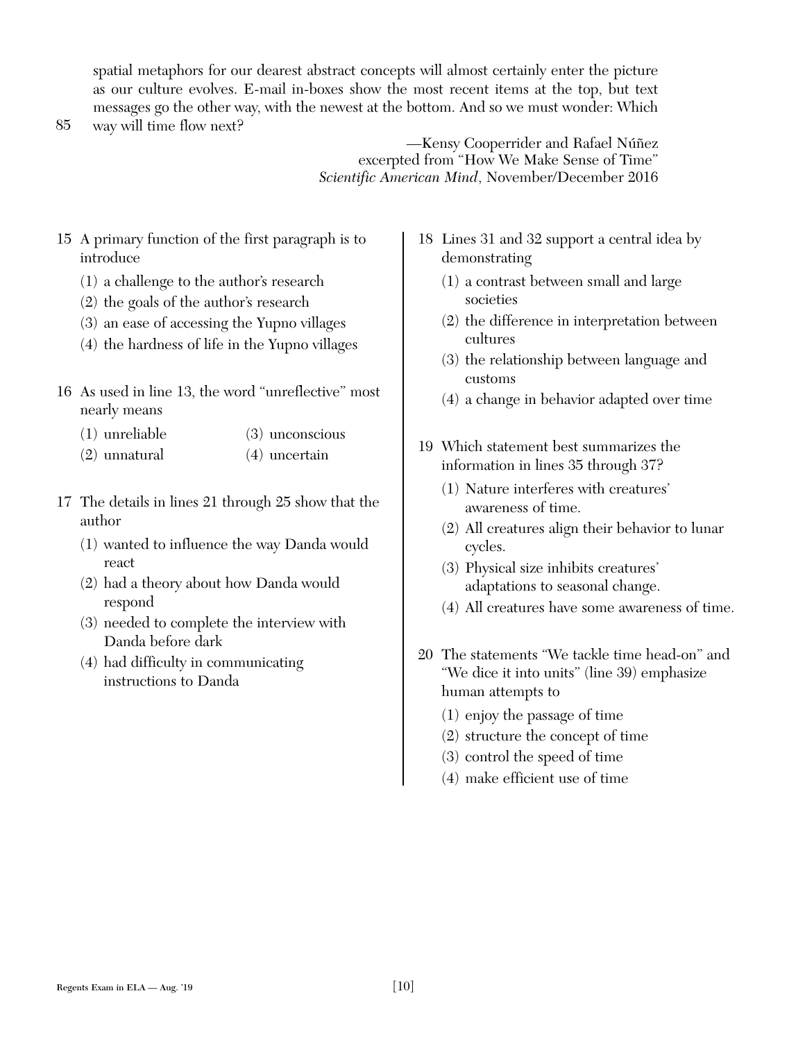spatial metaphors for our dearest abstract concepts will almost certainly enter the picture as our culture evolves. E-mail in-boxes show the most recent items at the top, but text messages go the other way, with the newest at the bottom. And so we must wonder: Which

85 way will time flow next?

—Kensy Cooperrider and Rafael Núñez
excerpted from "How We Make Sense of Time"
*Scientific American Mind*, November/December 2016

15 A primary function of the first paragraph is to introduce

(1) a challenge to the author's research
(2) the goals of the author's research
(3) an ease of accessing the Yupno villages
(4) the hardness of life in the Yupno villages

16 As used in line 13, the word "unreflective" most nearly means

(1) unreliable
(2) unnatural
(3) unconscious
(4) uncertain

17 The details in lines 21 through 25 show that the author

(1) wanted to influence the way Danda would react
(2) had a theory about how Danda would respond
(3) needed to complete the interview with Danda before dark
(4) had difficulty in communicating instructions to Danda

18 Lines 31 and 32 support a central idea by demonstrating

(1) a contrast between small and large societies
(2) the difference in interpretation between cultures
(3) the relationship between language and customs
(4) a change in behavior adapted over time

19 Which statement best summarizes the information in lines 35 through 37?

(1) Nature interferes with creatures' awareness of time.
(2) All creatures align their behavior to lunar cycles.
(3) Physical size inhibits creatures' adaptations to seasonal change.
(4) All creatures have some awareness of time.

20 The statements "We tackle time head-on" and "We dice it into units" (line 39) emphasize human attempts to

(1) enjoy the passage of time
(2) structure the concept of time
(3) control the speed of time
(4) make efficient use of time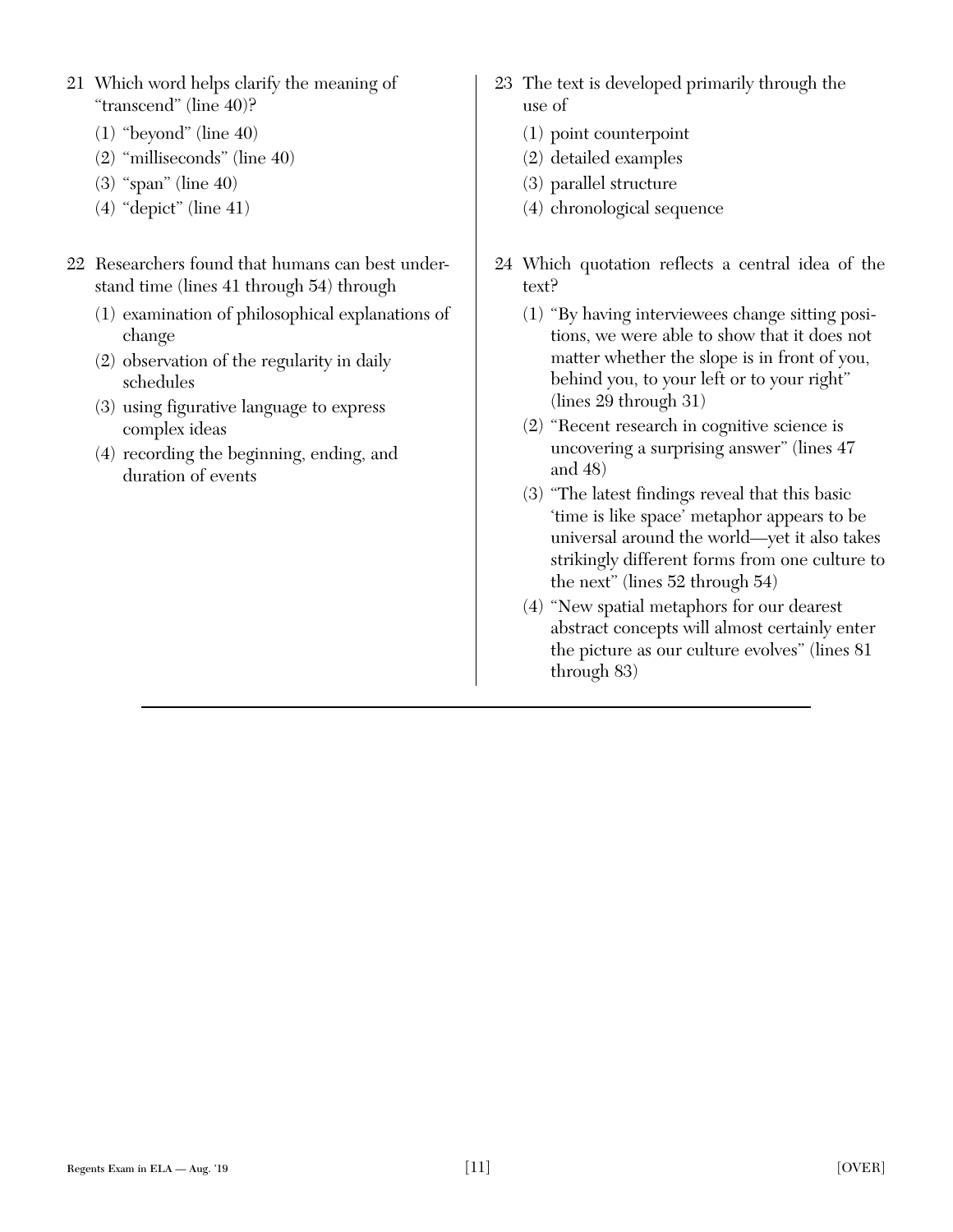21 Which word helps clarify the meaning of "transcend" (line 40)?

(1) "beyond" (line 40)
(2) "milliseconds" (line 40)
(3) "span" (line 40)
(4) "depict" (line 41)

22 Researchers found that humans can best understand time (lines 41 through 54) through

(1) examination of philosophical explanations of change
(2) observation of the regularity in daily schedules
(3) using figurative language to express complex ideas
(4) recording the beginning, ending, and duration of events

23 The text is developed primarily through the use of

(1) point counterpoint
(2) detailed examples
(3) parallel structure
(4) chronological sequence

24 Which quotation reflects a central idea of the text?

(1) "By having interviewees change sitting positions, we were able to show that it does not matter whether the slope is in front of you, behind you, to your left or to your right" (lines 29 through 31)
(2) "Recent research in cognitive science is uncovering a surprising answer" (lines 47 and 48)
(3) "The latest findings reveal that this basic 'time is like space' metaphor appears to be universal around the world—yet it also takes strikingly different forms from one culture to the next" (lines 52 through 54)
(4) "New spatial metaphors for our dearest abstract concepts will almost certainly enter the picture as our culture evolves" (lines 81 through 83)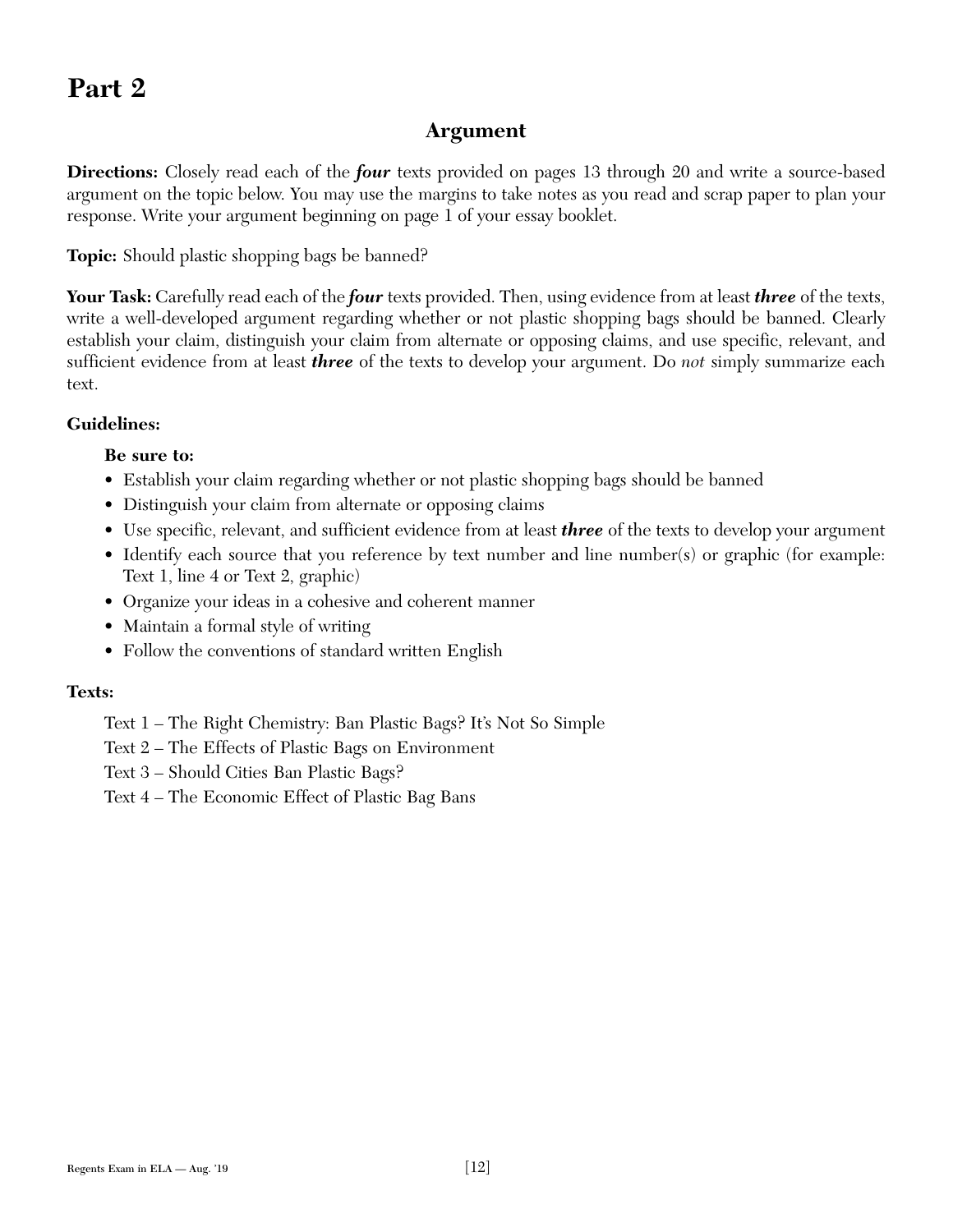# Part 2

## Argument

**Directions:** Closely read each of the ***four*** texts provided on pages 13 through 20 and write a source-based argument on the topic below. You may use the margins to take notes as you read and scrap paper to plan your response. Write your argument beginning on page 1 of your essay booklet.

**Topic:** Should plastic shopping bags be banned?

**Your Task:** Carefully read each of the ***four*** texts provided. Then, using evidence from at least ***three*** of the texts, write a well-developed argument regarding whether or not plastic shopping bags should be banned. Clearly establish your claim, distinguish your claim from alternate or opposing claims, and use specific, relevant, and sufficient evidence from at least ***three*** of the texts to develop your argument. Do *not* simply summarize each text.

**Guidelines:**

**Be sure to:**

- Establish your claim regarding whether or not plastic shopping bags should be banned
- Distinguish your claim from alternate or opposing claims
- Use specific, relevant, and sufficient evidence from at least ***three*** of the texts to develop your argument
- Identify each source that you reference by text number and line number(s) or graphic (for example: Text 1, line 4 or Text 2, graphic)
- Organize your ideas in a cohesive and coherent manner
- Maintain a formal style of writing
- Follow the conventions of standard written English

**Texts:**

Text 1 – The Right Chemistry: Ban Plastic Bags? It's Not So Simple

Text 2 – The Effects of Plastic Bags on Environment

Text 3 – Should Cities Ban Plastic Bags?

Text 4 – The Economic Effect of Plastic Bag Bans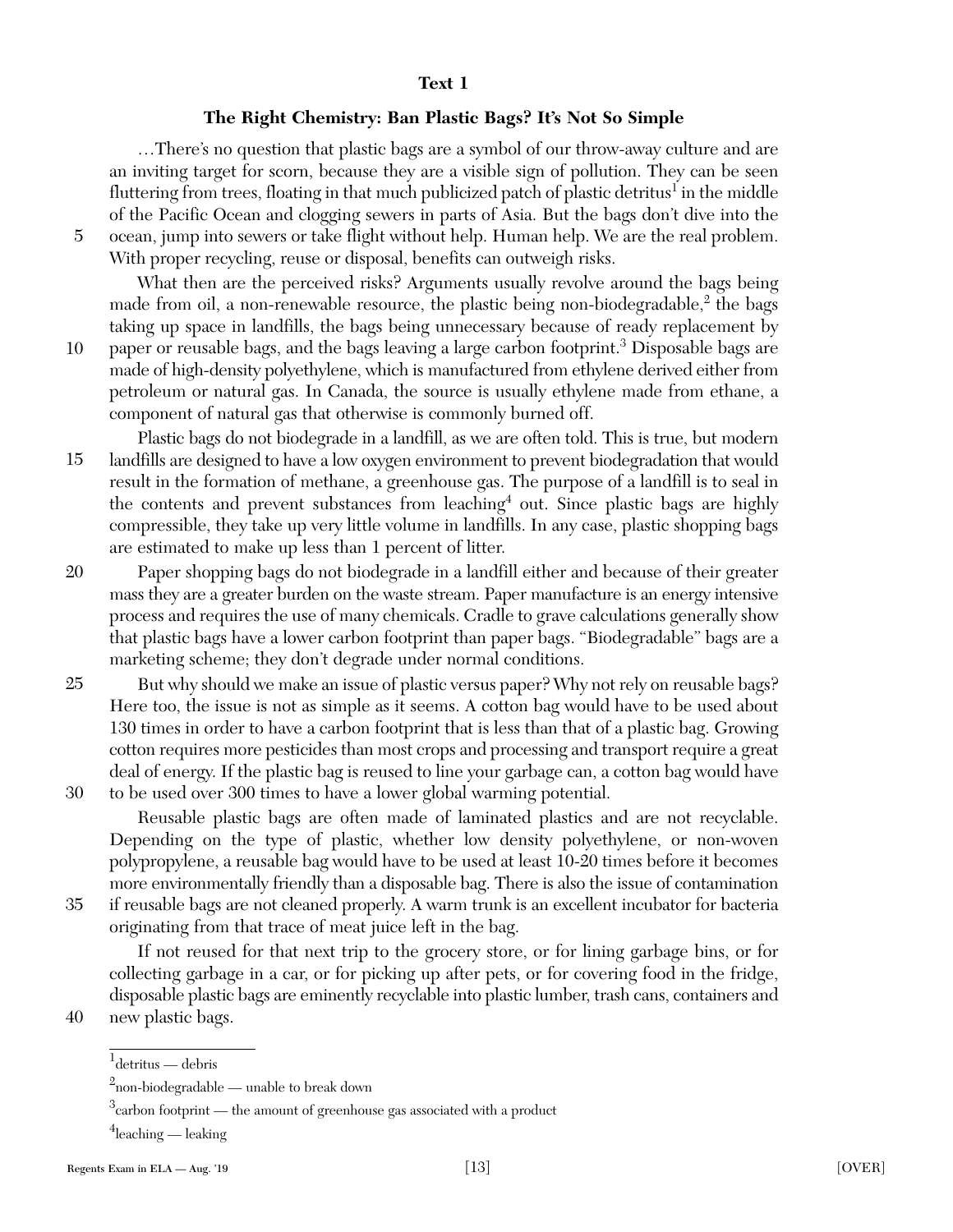**Text 1**

**The Right Chemistry: Ban Plastic Bags? It's Not So Simple**

…There's no question that plastic bags are a symbol of our throw-away culture and are an inviting target for scorn, because they are a visible sign of pollution. They can be seen fluttering from trees, floating in that much publicized patch of plastic detritus[1] in the middle of the Pacific Ocean and clogging sewers in parts of Asia. But the bags don't dive into the ocean, jump into sewers or take flight without help. Human help. We are the real problem. With proper recycling, reuse or disposal, benefits can outweigh risks.

What then are the perceived risks? Arguments usually revolve around the bags being made from oil, a non-renewable resource, the plastic being non-biodegradable,[2] the bags taking up space in landfills, the bags being unnecessary because of ready replacement by paper or reusable bags, and the bags leaving a large carbon footprint.[3] Disposable bags are made of high-density polyethylene, which is manufactured from ethylene derived either from petroleum or natural gas. In Canada, the source is usually ethylene made from ethane, a component of natural gas that otherwise is commonly burned off.

Plastic bags do not biodegrade in a landfill, as we are often told. This is true, but modern landfills are designed to have a low oxygen environment to prevent biodegradation that would result in the formation of methane, a greenhouse gas. The purpose of a landfill is to seal in the contents and prevent substances from leaching[4] out. Since plastic bags are highly compressible, they take up very little volume in landfills. In any case, plastic shopping bags are estimated to make up less than 1 percent of litter.

Paper shopping bags do not biodegrade in a landfill either and because of their greater mass they are a greater burden on the waste stream. Paper manufacture is an energy intensive process and requires the use of many chemicals. Cradle to grave calculations generally show that plastic bags have a lower carbon footprint than paper bags. "Biodegradable" bags are a marketing scheme; they don't degrade under normal conditions.

But why should we make an issue of plastic versus paper? Why not rely on reusable bags? Here too, the issue is not as simple as it seems. A cotton bag would have to be used about 130 times in order to have a carbon footprint that is less than that of a plastic bag. Growing cotton requires more pesticides than most crops and processing and transport require a great deal of energy. If the plastic bag is reused to line your garbage can, a cotton bag would have to be used over 300 times to have a lower global warming potential.

Reusable plastic bags are often made of laminated plastics and are not recyclable. Depending on the type of plastic, whether low density polyethylene, or non-woven polypropylene, a reusable bag would have to be used at least 10-20 times before it becomes more environmentally friendly than a disposable bag. There is also the issue of contamination if reusable bags are not cleaned properly. A warm trunk is an excellent incubator for bacteria originating from that trace of meat juice left in the bag.

If not reused for that next trip to the grocery store, or for lining garbage bins, or for collecting garbage in a car, or for picking up after pets, or for covering food in the fridge, disposable plastic bags are eminently recyclable into plastic lumber, trash cans, containers and new plastic bags.

---

[1] detritus — debris

[2] non-biodegradable — unable to break down

[3] carbon footprint — the amount of greenhouse gas associated with a product

[4] leaching — leaking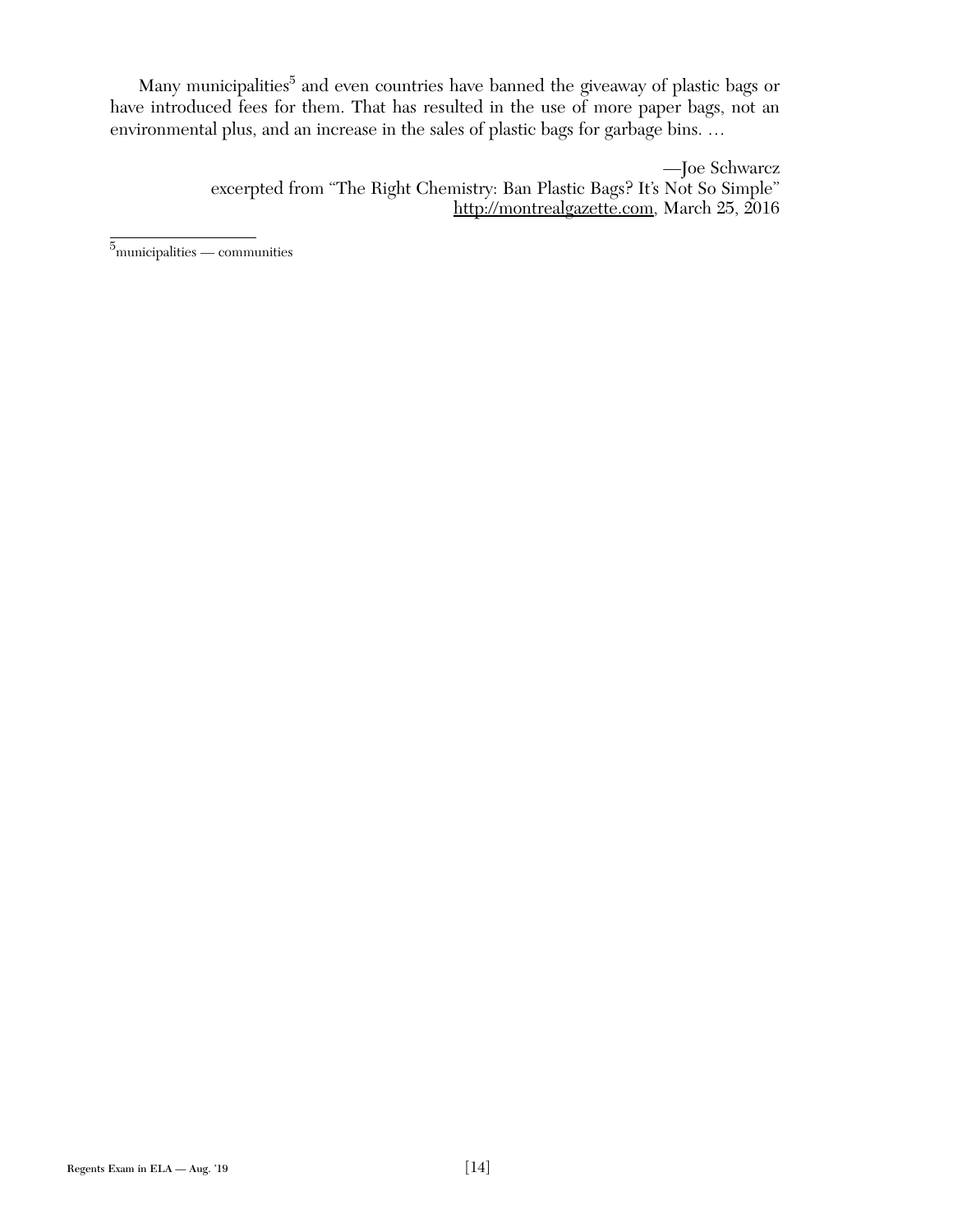Many municipalities[5] and even countries have banned the giveaway of plastic bags or have introduced fees for them. That has resulted in the use of more paper bags, not an environmental plus, and an increase in the sales of plastic bags for garbage bins. …

—Joe Schwarcz
excerpted from "The Right Chemistry: Ban Plastic Bags? It's Not So Simple"
http://montrealgazette.com, March 25, 2016

[5]municipalities — communities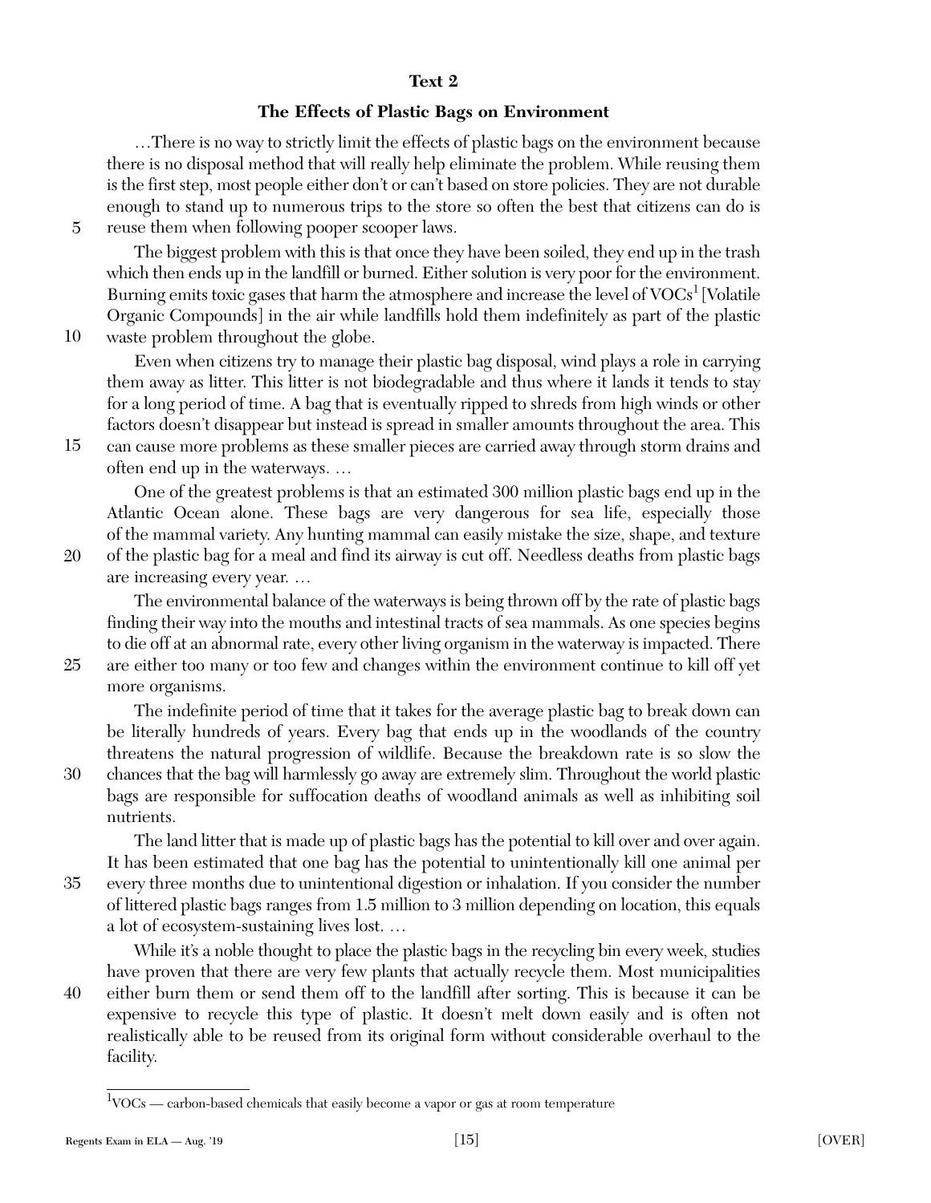**Text 2**

**The Effects of Plastic Bags on Environment**

…There is no way to strictly limit the effects of plastic bags on the environment because there is no disposal method that will really help eliminate the problem. While reusing them is the first step, most people either don't or can't based on store policies. They are not durable enough to stand up to numerous trips to the store so often the best that citizens can do is reuse them when following pooper scooper laws.

The biggest problem with this is that once they have been soiled, they end up in the trash which then ends up in the landfill or burned. Either solution is very poor for the environment. Burning emits toxic gases that harm the atmosphere and increase the level of VOCs[1] [Volatile Organic Compounds] in the air while landfills hold them indefinitely as part of the plastic waste problem throughout the globe.

Even when citizens try to manage their plastic bag disposal, wind plays a role in carrying them away as litter. This litter is not biodegradable and thus where it lands it tends to stay for a long period of time. A bag that is eventually ripped to shreds from high winds or other factors doesn't disappear but instead is spread in smaller amounts throughout the area. This can cause more problems as these smaller pieces are carried away through storm drains and often end up in the waterways. …

One of the greatest problems is that an estimated 300 million plastic bags end up in the Atlantic Ocean alone. These bags are very dangerous for sea life, especially those of the mammal variety. Any hunting mammal can easily mistake the size, shape, and texture of the plastic bag for a meal and find its airway is cut off. Needless deaths from plastic bags are increasing every year. …

The environmental balance of the waterways is being thrown off by the rate of plastic bags finding their way into the mouths and intestinal tracts of sea mammals. As one species begins to die off at an abnormal rate, every other living organism in the waterway is impacted. There are either too many or too few and changes within the environment continue to kill off yet more organisms.

The indefinite period of time that it takes for the average plastic bag to break down can be literally hundreds of years. Every bag that ends up in the woodlands of the country threatens the natural progression of wildlife. Because the breakdown rate is so slow the chances that the bag will harmlessly go away are extremely slim. Throughout the world plastic bags are responsible for suffocation deaths of woodland animals as well as inhibiting soil nutrients.

The land litter that is made up of plastic bags has the potential to kill over and over again. It has been estimated that one bag has the potential to unintentionally kill one animal per every three months due to unintentional digestion or inhalation. If you consider the number of littered plastic bags ranges from 1.5 million to 3 million depending on location, this equals a lot of ecosystem-sustaining lives lost. …

While it's a noble thought to place the plastic bags in the recycling bin every week, studies have proven that there are very few plants that actually recycle them. Most municipalities either burn them or send them off to the landfill after sorting. This is because it can be expensive to recycle this type of plastic. It doesn't melt down easily and is often not realistically able to be reused from its original form without considerable overhaul to the facility.

---

[1] VOCs — carbon-based chemicals that easily become a vapor or gas at room temperature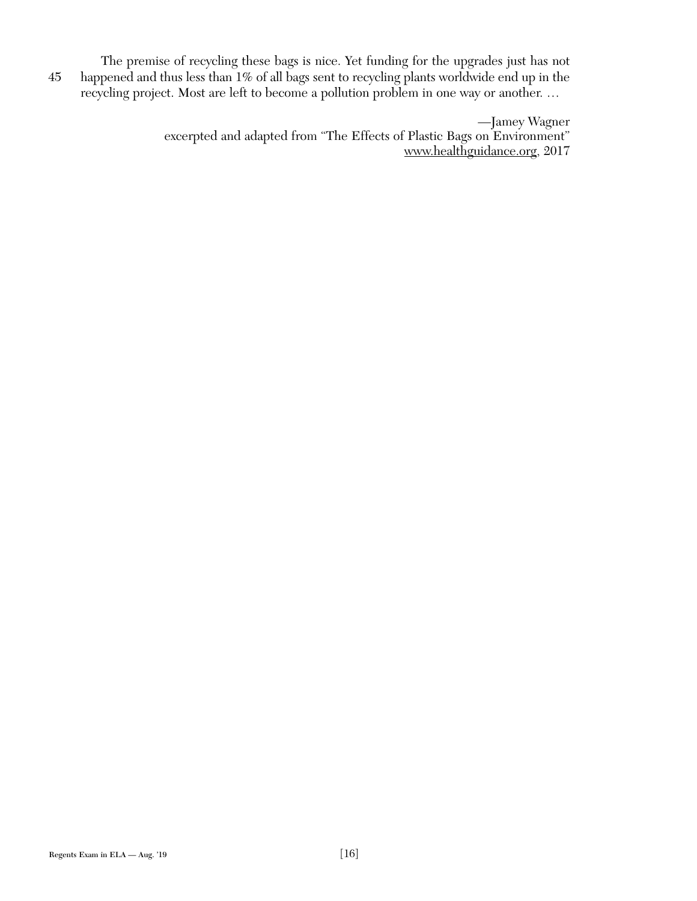The premise of recycling these bags is nice. Yet funding for the upgrades just has not happened and thus less than 1% of all bags sent to recycling plants worldwide end up in the recycling project. Most are left to become a pollution problem in one way or another. …

—Jamey Wagner
excerpted and adapted from "The Effects of Plastic Bags on Environment"
www.healthguidance.org, 2017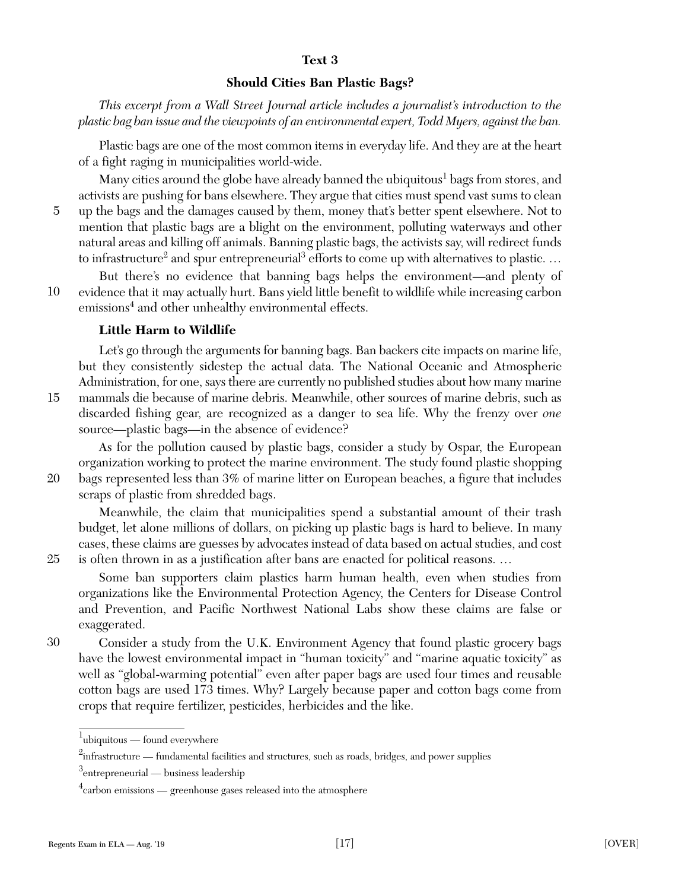**Text 3**

**Should Cities Ban Plastic Bags?**

*This excerpt from a Wall Street Journal article includes a journalist's introduction to the plastic bag ban issue and the viewpoints of an environmental expert, Todd Myers, against the ban.*

Plastic bags are one of the most common items in everyday life. And they are at the heart of a fight raging in municipalities world-wide.

Many cities around the globe have already banned the ubiquitous[1] bags from stores, and activists are pushing for bans elsewhere. They argue that cities must spend vast sums to clean up the bags and the damages caused by them, money that's better spent elsewhere. Not to mention that plastic bags are a blight on the environment, polluting waterways and other natural areas and killing off animals. Banning plastic bags, the activists say, will redirect funds to infrastructure[2] and spur entrepreneurial[3] efforts to come up with alternatives to plastic. …

But there's no evidence that banning bags helps the environment—and plenty of evidence that it may actually hurt. Bans yield little benefit to wildlife while increasing carbon emissions[4] and other unhealthy environmental effects.

**Little Harm to Wildlife**

Let's go through the arguments for banning bags. Ban backers cite impacts on marine life, but they consistently sidestep the actual data. The National Oceanic and Atmospheric Administration, for one, says there are currently no published studies about how many marine mammals die because of marine debris. Meanwhile, other sources of marine debris, such as discarded fishing gear, are recognized as a danger to sea life. Why the frenzy over *one* source—plastic bags—in the absence of evidence?

As for the pollution caused by plastic bags, consider a study by Ospar, the European organization working to protect the marine environment. The study found plastic shopping bags represented less than 3% of marine litter on European beaches, a figure that includes scraps of plastic from shredded bags.

Meanwhile, the claim that municipalities spend a substantial amount of their trash budget, let alone millions of dollars, on picking up plastic bags is hard to believe. In many cases, these claims are guesses by advocates instead of data based on actual studies, and cost is often thrown in as a justification after bans are enacted for political reasons. …

Some ban supporters claim plastics harm human health, even when studies from organizations like the Environmental Protection Agency, the Centers for Disease Control and Prevention, and Pacific Northwest National Labs show these claims are false or exaggerated.

Consider a study from the U.K. Environment Agency that found plastic grocery bags have the lowest environmental impact in "human toxicity" and "marine aquatic toxicity" as well as "global-warming potential" even after paper bags are used four times and reusable cotton bags are used 173 times. Why? Largely because paper and cotton bags come from crops that require fertilizer, pesticides, herbicides and the like.

---

[1] ubiquitous — found everywhere

[2] infrastructure — fundamental facilities and structures, such as roads, bridges, and power supplies

[3] entrepreneurial — business leadership

[4] carbon emissions — greenhouse gases released into the atmosphere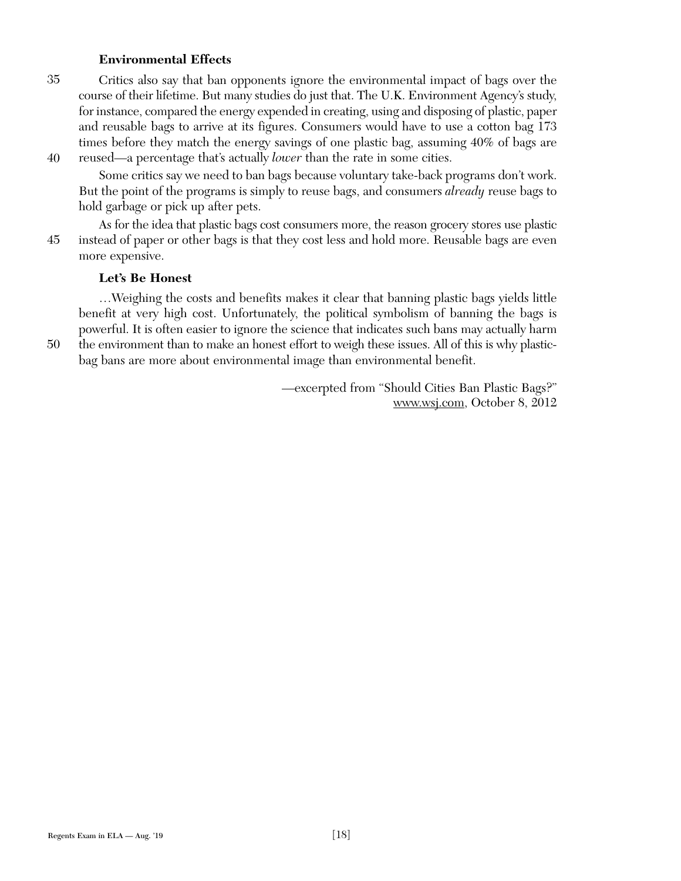**Environmental Effects**

Critics also say that ban opponents ignore the environmental impact of bags over the course of their lifetime. But many studies do just that. The U.K. Environment Agency's study, for instance, compared the energy expended in creating, using and disposing of plastic, paper and reusable bags to arrive at its figures. Consumers would have to use a cotton bag 173 times before they match the energy savings of one plastic bag, assuming 40% of bags are reused—a percentage that's actually *lower* than the rate in some cities.

Some critics say we need to ban bags because voluntary take-back programs don't work. But the point of the programs is simply to reuse bags, and consumers *already* reuse bags to hold garbage or pick up after pets.

As for the idea that plastic bags cost consumers more, the reason grocery stores use plastic instead of paper or other bags is that they cost less and hold more. Reusable bags are even more expensive.

**Let's Be Honest**

…Weighing the costs and benefits makes it clear that banning plastic bags yields little benefit at very high cost. Unfortunately, the political symbolism of banning the bags is powerful. It is often easier to ignore the science that indicates such bans may actually harm the environment than to make an honest effort to weigh these issues. All of this is why plastic-bag bans are more about environmental image than environmental benefit.

—excerpted from "Should Cities Ban Plastic Bags?"
www.wsj.com, October 8, 2012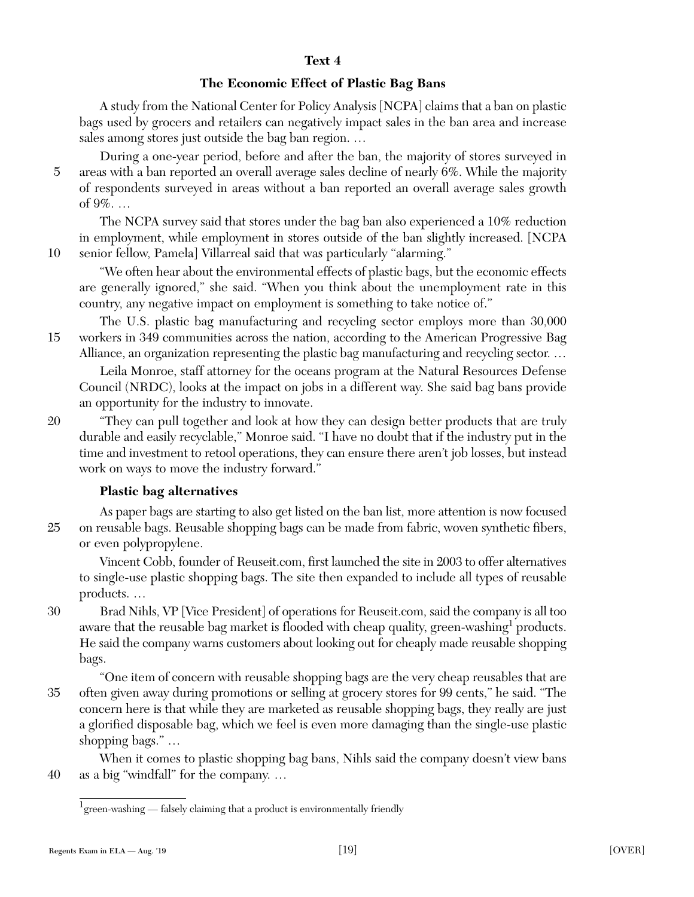## Text 4

### The Economic Effect of Plastic Bag Bans

A study from the National Center for Policy Analysis [NCPA] claims that a ban on plastic bags used by grocers and retailers can negatively impact sales in the ban area and increase sales among stores just outside the bag ban region. …

During a one-year period, before and after the ban, the majority of stores surveyed in areas with a ban reported an overall average sales decline of nearly 6%. While the majority of respondents surveyed in areas without a ban reported an overall average sales growth of 9%. …

The NCPA survey said that stores under the bag ban also experienced a 10% reduction in employment, while employment in stores outside of the ban slightly increased. [NCPA senior fellow, Pamela] Villarreal said that was particularly "alarming."

"We often hear about the environmental effects of plastic bags, but the economic effects are generally ignored," she said. "When you think about the unemployment rate in this country, any negative impact on employment is something to take notice of."

The U.S. plastic bag manufacturing and recycling sector employs more than 30,000 workers in 349 communities across the nation, according to the American Progressive Bag Alliance, an organization representing the plastic bag manufacturing and recycling sector. …

Leila Monroe, staff attorney for the oceans program at the Natural Resources Defense Council (NRDC), looks at the impact on jobs in a different way. She said bag bans provide an opportunity for the industry to innovate.

"They can pull together and look at how they can design better products that are truly durable and easily recyclable," Monroe said. "I have no doubt that if the industry put in the time and investment to retool operations, they can ensure there aren't job losses, but instead work on ways to move the industry forward."

**Plastic bag alternatives**

As paper bags are starting to also get listed on the ban list, more attention is now focused on reusable bags. Reusable shopping bags can be made from fabric, woven synthetic fibers, or even polypropylene.

Vincent Cobb, founder of Reuseit.com, first launched the site in 2003 to offer alternatives to single-use plastic shopping bags. The site then expanded to include all types of reusable products. …

Brad Nihls, VP [Vice President] of operations for Reuseit.com, said the company is all too aware that the reusable bag market is flooded with cheap quality, green-washing[1] products. He said the company warns customers about looking out for cheaply made reusable shopping bags.

"One item of concern with reusable shopping bags are the very cheap reusables that are often given away during promotions or selling at grocery stores for 99 cents," he said. "The concern here is that while they are marketed as reusable shopping bags, they really are just a glorified disposable bag, which we feel is even more damaging than the single-use plastic shopping bags." …

When it comes to plastic shopping bag bans, Nihls said the company doesn't view bans as a big "windfall" for the company. …

---

[1] green-washing — falsely claiming that a product is environmentally friendly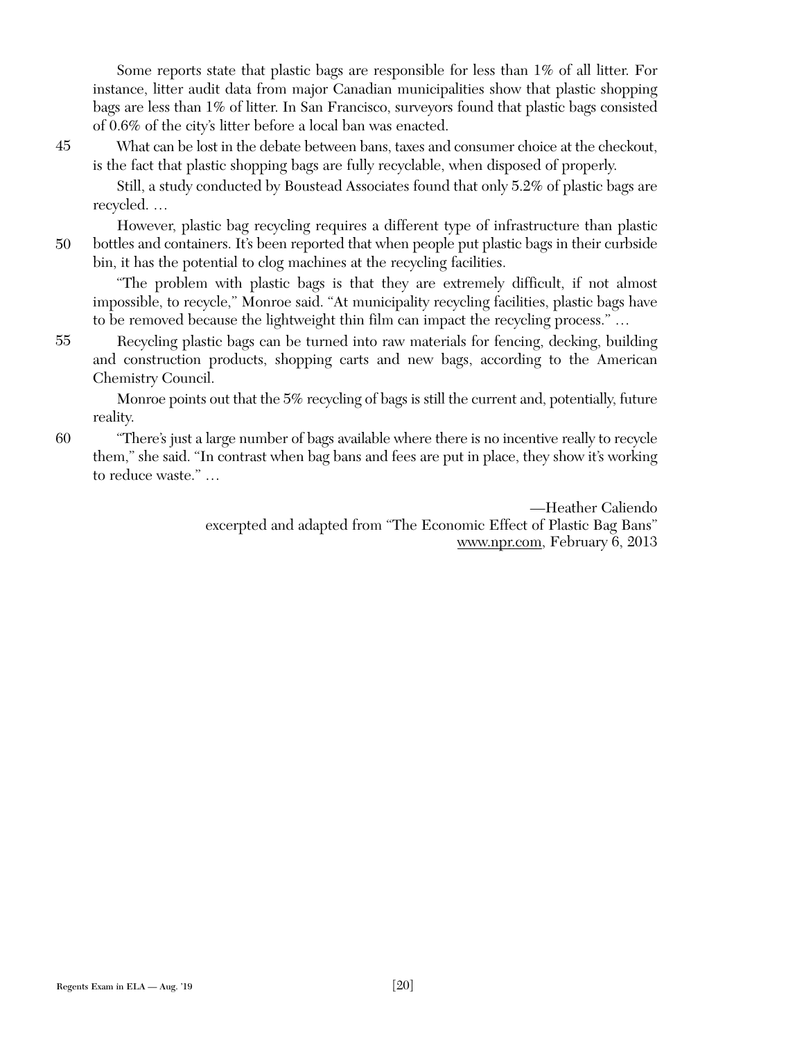Some reports state that plastic bags are responsible for less than 1% of all litter. For instance, litter audit data from major Canadian municipalities show that plastic shopping bags are less than 1% of litter. In San Francisco, surveyors found that plastic bags consisted of 0.6% of the city's litter before a local ban was enacted.

45 What can be lost in the debate between bans, taxes and consumer choice at the checkout, is the fact that plastic shopping bags are fully recyclable, when disposed of properly.

Still, a study conducted by Boustead Associates found that only 5.2% of plastic bags are recycled. …

However, plastic bag recycling requires a different type of infrastructure than plastic
50 bottles and containers. It's been reported that when people put plastic bags in their curbside bin, it has the potential to clog machines at the recycling facilities.

"The problem with plastic bags is that they are extremely difficult, if not almost impossible, to recycle," Monroe said. "At municipality recycling facilities, plastic bags have to be removed because the lightweight thin film can impact the recycling process." …

55 Recycling plastic bags can be turned into raw materials for fencing, decking, building and construction products, shopping carts and new bags, according to the American Chemistry Council.

Monroe points out that the 5% recycling of bags is still the current and, potentially, future reality.

60 "There's just a large number of bags available where there is no incentive really to recycle them," she said. "In contrast when bag bans and fees are put in place, they show it's working to reduce waste." …

—Heather Caliendo
excerpted and adapted from "The Economic Effect of Plastic Bag Bans"
www.npr.com, February 6, 2013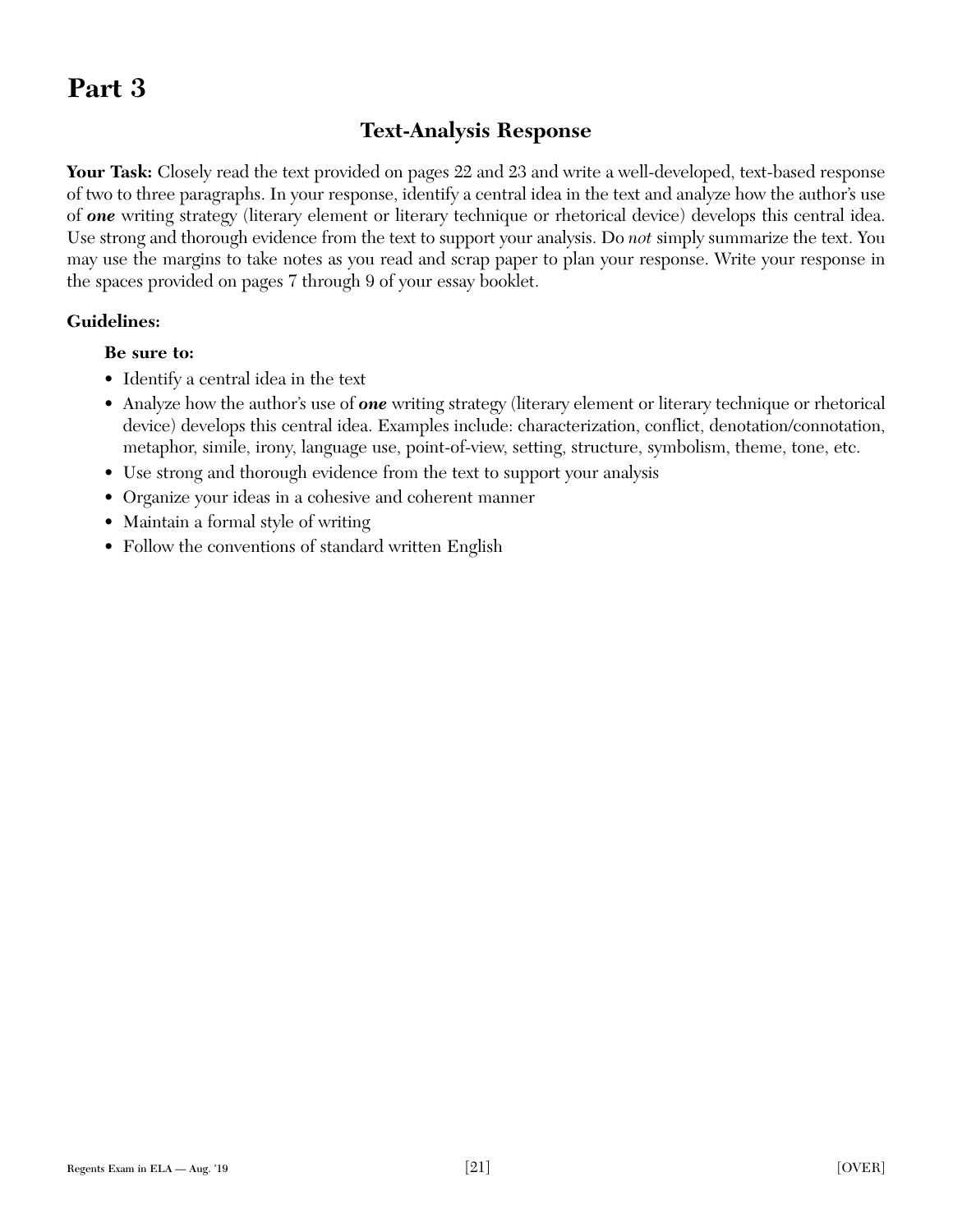# Part 3

## Text-Analysis Response

**Your Task:** Closely read the text provided on pages 22 and 23 and write a well-developed, text-based response of two to three paragraphs. In your response, identify a central idea in the text and analyze how the author's use of ***one*** writing strategy (literary element or literary technique or rhetorical device) develops this central idea. Use strong and thorough evidence from the text to support your analysis. Do *not* simply summarize the text. You may use the margins to take notes as you read and scrap paper to plan your response. Write your response in the spaces provided on pages 7 through 9 of your essay booklet.

### Guidelines:

**Be sure to:**

- Identify a central idea in the text
- Analyze how the author's use of ***one*** writing strategy (literary element or literary technique or rhetorical device) develops this central idea. Examples include: characterization, conflict, denotation/connotation, metaphor, simile, irony, language use, point-of-view, setting, structure, symbolism, theme, tone, etc.
- Use strong and thorough evidence from the text to support your analysis
- Organize your ideas in a cohesive and coherent manner
- Maintain a formal style of writing
- Follow the conventions of standard written English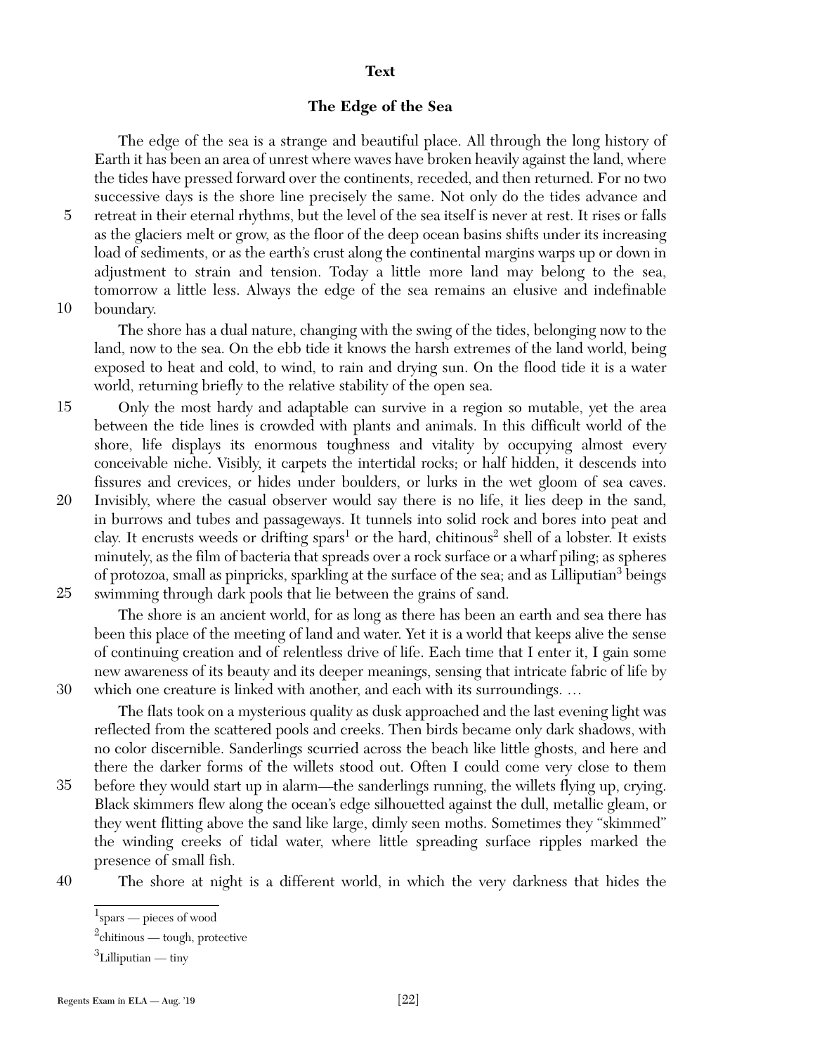**Text**

**The Edge of the Sea**

The edge of the sea is a strange and beautiful place. All through the long history of Earth it has been an area of unrest where waves have broken heavily against the land, where the tides have pressed forward over the continents, receded, and then returned. For no two successive days is the shore line precisely the same. Not only do the tides advance and retreat in their eternal rhythms, but the level of the sea itself is never at rest. It rises or falls as the glaciers melt or grow, as the floor of the deep ocean basins shifts under its increasing load of sediments, or as the earth's crust along the continental margins warps up or down in adjustment to strain and tension. Today a little more land may belong to the sea, tomorrow a little less. Always the edge of the sea remains an elusive and indefinable boundary.

The shore has a dual nature, changing with the swing of the tides, belonging now to the land, now to the sea. On the ebb tide it knows the harsh extremes of the land world, being exposed to heat and cold, to wind, to rain and drying sun. On the flood tide it is a water world, returning briefly to the relative stability of the open sea.

Only the most hardy and adaptable can survive in a region so mutable, yet the area between the tide lines is crowded with plants and animals. In this difficult world of the shore, life displays its enormous toughness and vitality by occupying almost every conceivable niche. Visibly, it carpets the intertidal rocks; or half hidden, it descends into fissures and crevices, or hides under boulders, or lurks in the wet gloom of sea caves. Invisibly, where the casual observer would say there is no life, it lies deep in the sand, in burrows and tubes and passageways. It tunnels into solid rock and bores into peat and clay. It encrusts weeds or drifting spars[1] or the hard, chitinous[2] shell of a lobster. It exists minutely, as the film of bacteria that spreads over a rock surface or a wharf piling; as spheres of protozoa, small as pinpricks, sparkling at the surface of the sea; and as Lilliputian[3] beings swimming through dark pools that lie between the grains of sand.

The shore is an ancient world, for as long as there has been an earth and sea there has been this place of the meeting of land and water. Yet it is a world that keeps alive the sense of continuing creation and of relentless drive of life. Each time that I enter it, I gain some new awareness of its beauty and its deeper meanings, sensing that intricate fabric of life by which one creature is linked with another, and each with its surroundings. …

The flats took on a mysterious quality as dusk approached and the last evening light was reflected from the scattered pools and creeks. Then birds became only dark shadows, with no color discernible. Sanderlings scurried across the beach like little ghosts, and here and there the darker forms of the willets stood out. Often I could come very close to them before they would start up in alarm—the sanderlings running, the willets flying up, crying. Black skimmers flew along the ocean's edge silhouetted against the dull, metallic gleam, or they went flitting above the sand like large, dimly seen moths. Sometimes they "skimmed" the winding creeks of tidal water, where little spreading surface ripples marked the presence of small fish.

The shore at night is a different world, in which the very darkness that hides the

---

[1]spars — pieces of wood

[2]chitinous — tough, protective

[3]Lilliputian — tiny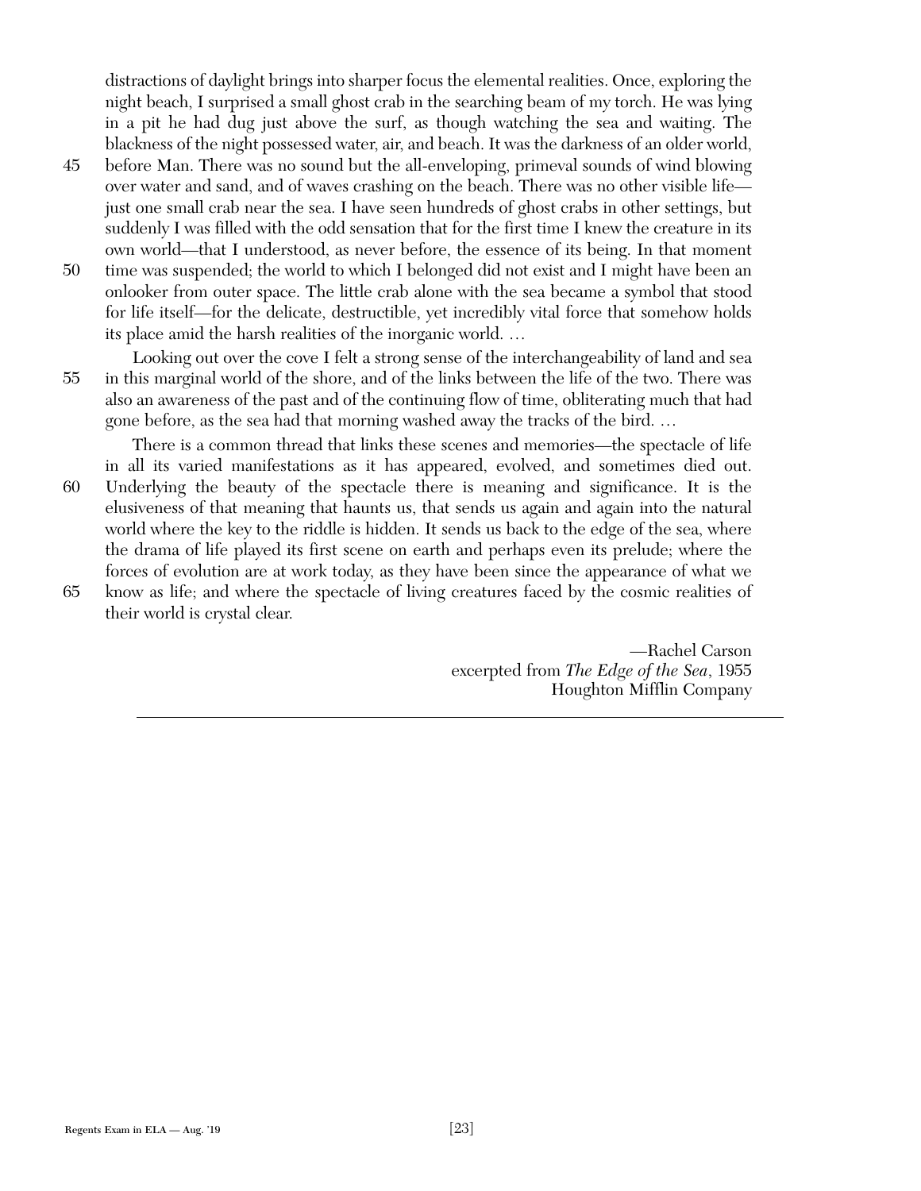distractions of daylight brings into sharper focus the elemental realities. Once, exploring the night beach, I surprised a small ghost crab in the searching beam of my torch. He was lying in a pit he had dug just above the surf, as though watching the sea and waiting. The blackness of the night possessed water, air, and beach. It was the darkness of an older world,
45 before Man. There was no sound but the all-enveloping, primeval sounds of wind blowing over water and sand, and of waves crashing on the beach. There was no other visible life—just one small crab near the sea. I have seen hundreds of ghost crabs in other settings, but suddenly I was filled with the odd sensation that for the first time I knew the creature in its own world—that I understood, as never before, the essence of its being. In that moment
50 time was suspended; the world to which I belonged did not exist and I might have been an onlooker from outer space. The little crab alone with the sea became a symbol that stood for life itself—for the delicate, destructible, yet incredibly vital force that somehow holds its place amid the harsh realities of the inorganic world. …

Looking out over the cove I felt a strong sense of the interchangeability of land and sea
55 in this marginal world of the shore, and of the links between the life of the two. There was also an awareness of the past and of the continuing flow of time, obliterating much that had gone before, as the sea had that morning washed away the tracks of the bird. …

There is a common thread that links these scenes and memories—the spectacle of life in all its varied manifestations as it has appeared, evolved, and sometimes died out.
60 Underlying the beauty of the spectacle there is meaning and significance. It is the elusiveness of that meaning that haunts us, that sends us again and again into the natural world where the key to the riddle is hidden. It sends us back to the edge of the sea, where the drama of life played its first scene on earth and perhaps even its prelude; where the forces of evolution are at work today, as they have been since the appearance of what we
65 know as life; and where the spectacle of living creatures faced by the cosmic realities of their world is crystal clear.

—Rachel Carson
excerpted from *The Edge of the Sea*, 1955
Houghton Mifflin Company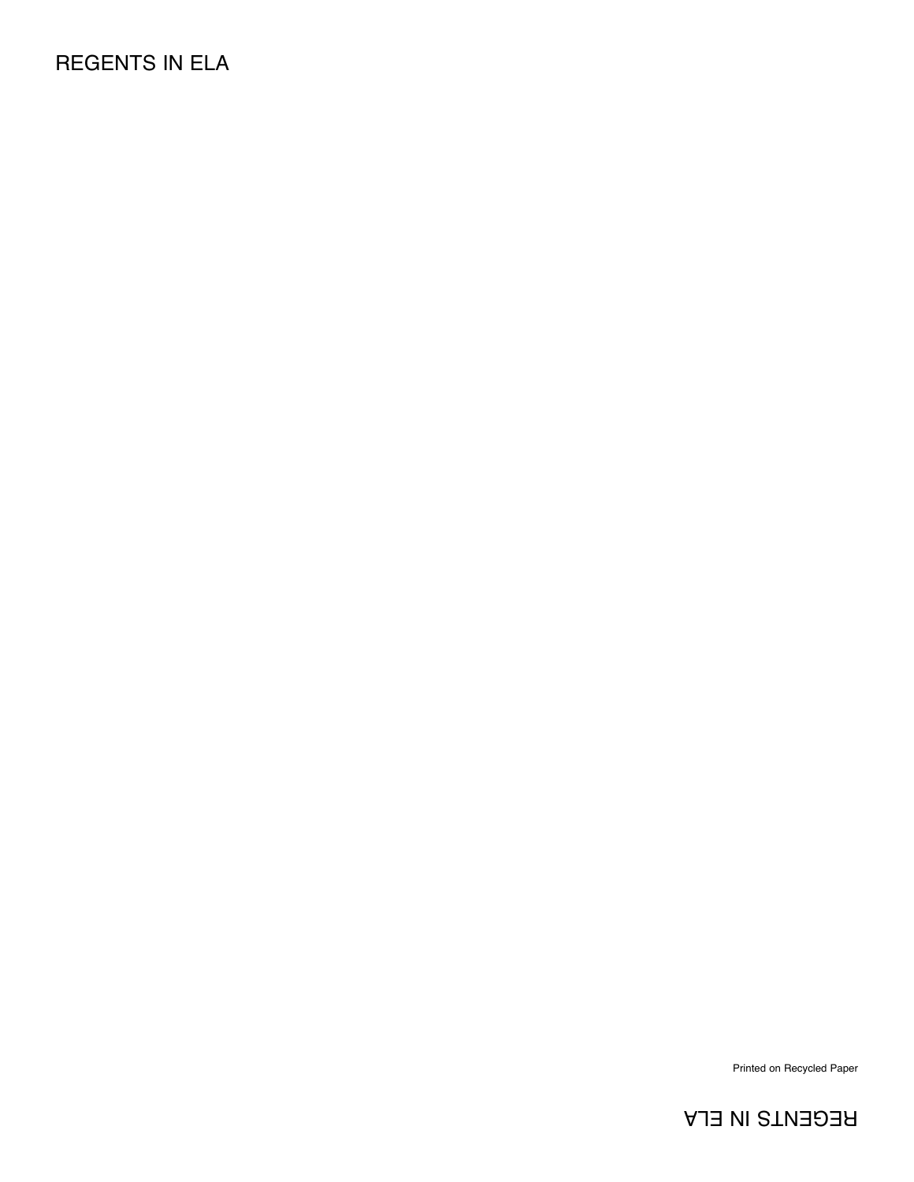REGENTS IN ELA

Printed on Recycled Paper

REGENTS IN ELA